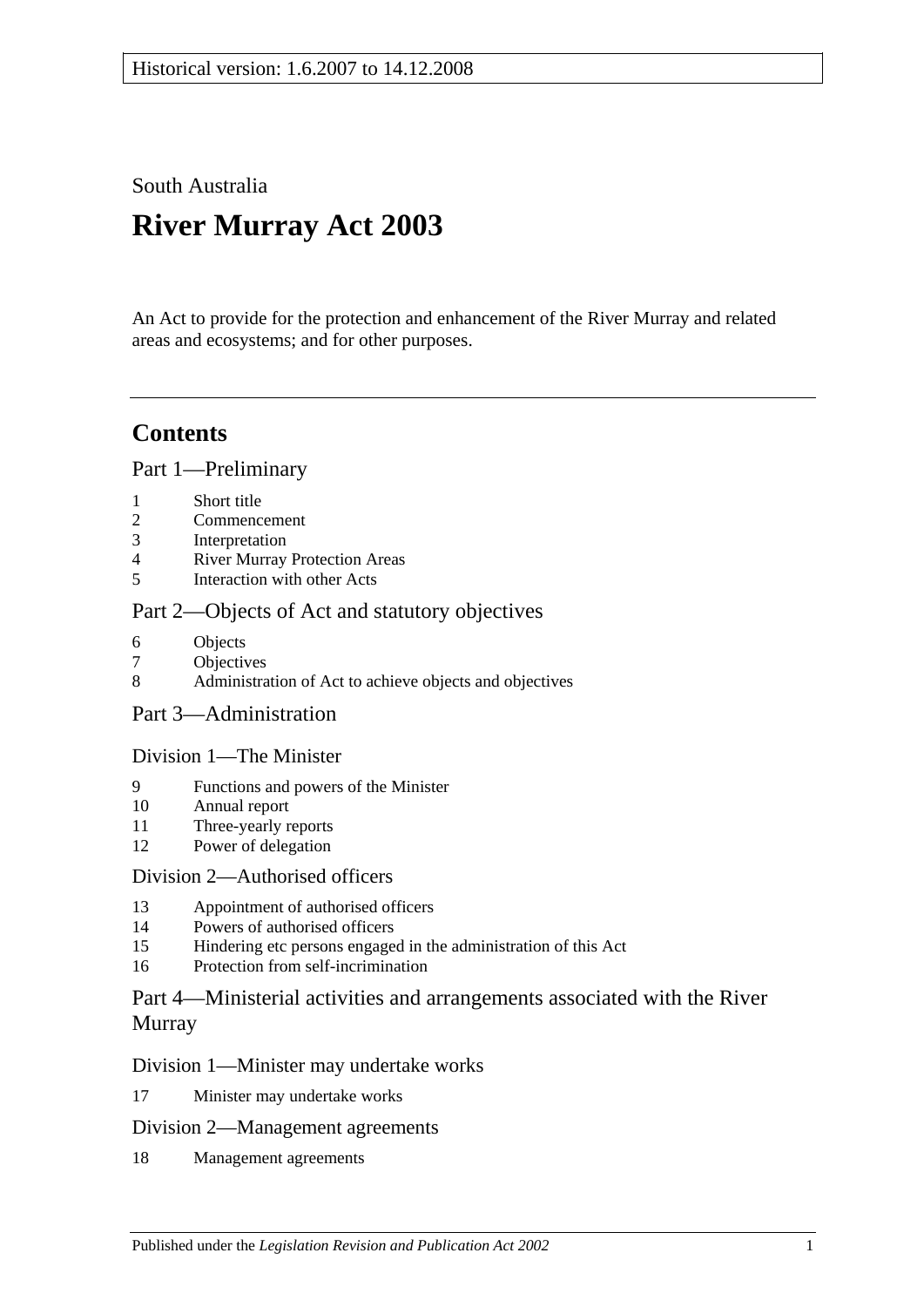Historical version: 1.6.2007 to 14.12.2008

South Australia

# River Murray Act 2003

An Act to provide for the protection and enhancement of the River Murray and related areas and ecosystems; and for other purposes.

## Contents

### Part 1—Preliminary

1 Short title
2 Commencement
3 Interpretation
4 River Murray Protection Areas
5 Interaction with other Acts

### Part 2—Objects of Act and statutory objectives

6 Objects
7 Objectives
8 Administration of Act to achieve objects and objectives

### Part 3—Administration

#### Division 1—The Minister

9 Functions and powers of the Minister
10 Annual report
11 Three-yearly reports
12 Power of delegation

#### Division 2—Authorised officers

13 Appointment of authorised officers
14 Powers of authorised officers
15 Hindering etc persons engaged in the administration of this Act
16 Protection from self-incrimination

### Part 4—Ministerial activities and arrangements associated with the River Murray

#### Division 1—Minister may undertake works

17 Minister may undertake works

#### Division 2—Management agreements

18 Management agreements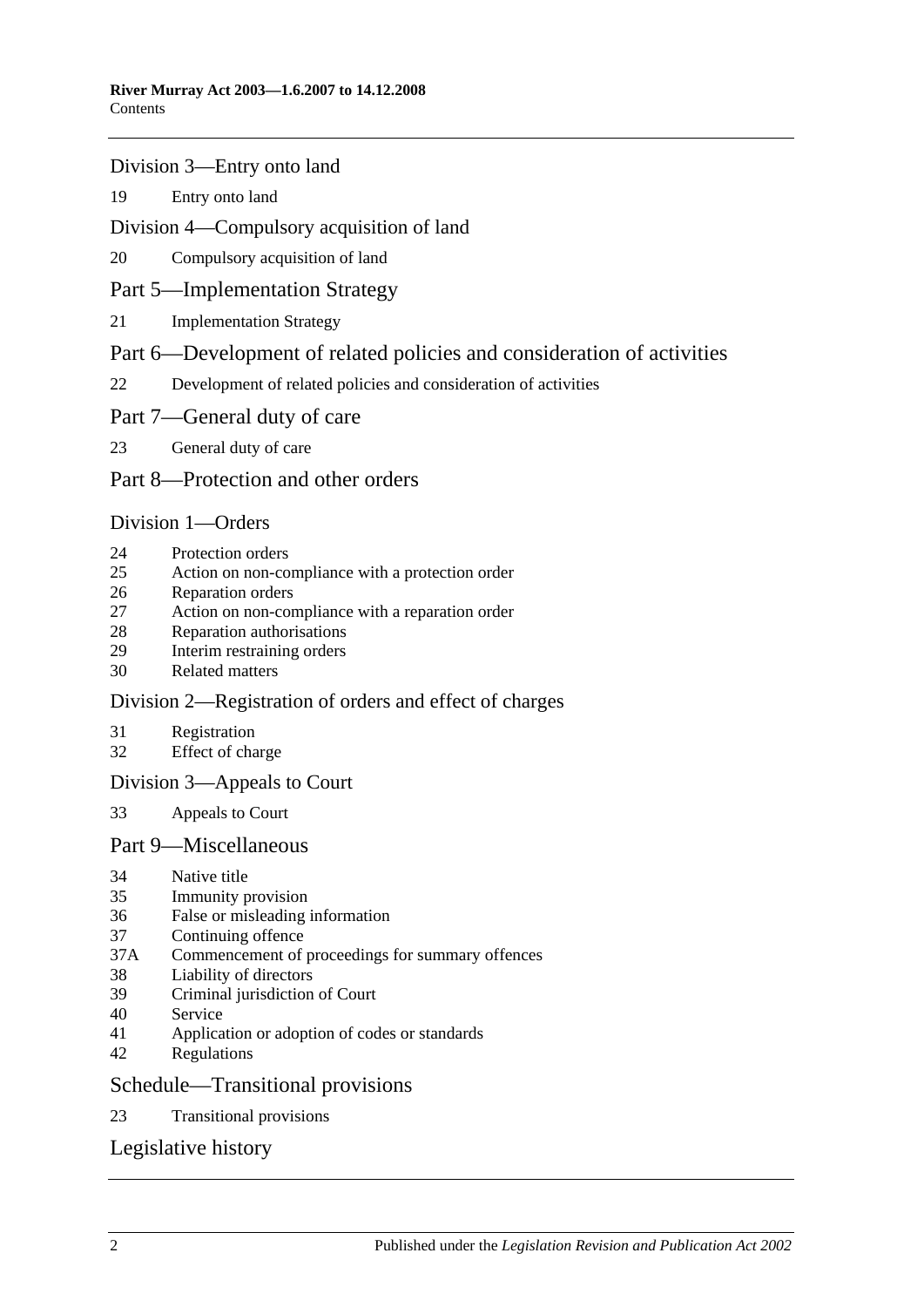Division 3—Entry onto land

19 Entry onto land

Division 4—Compulsory acquisition of land

20 Compulsory acquisition of land

Part 5—Implementation Strategy

21 Implementation Strategy

Part 6—Development of related policies and consideration of activities

22 Development of related policies and consideration of activities

Part 7—General duty of care

23 General duty of care

Part 8—Protection and other orders

Division 1—Orders

24 Protection orders
25 Action on non-compliance with a protection order
26 Reparation orders
27 Action on non-compliance with a reparation order
28 Reparation authorisations
29 Interim restraining orders
30 Related matters

Division 2—Registration of orders and effect of charges

31 Registration
32 Effect of charge

Division 3—Appeals to Court

33 Appeals to Court

Part 9—Miscellaneous

34 Native title
35 Immunity provision
36 False or misleading information
37 Continuing offence
37A Commencement of proceedings for summary offences
38 Liability of directors
39 Criminal jurisdiction of Court
40 Service
41 Application or adoption of codes or standards
42 Regulations

Schedule—Transitional provisions

23 Transitional provisions

Legislative history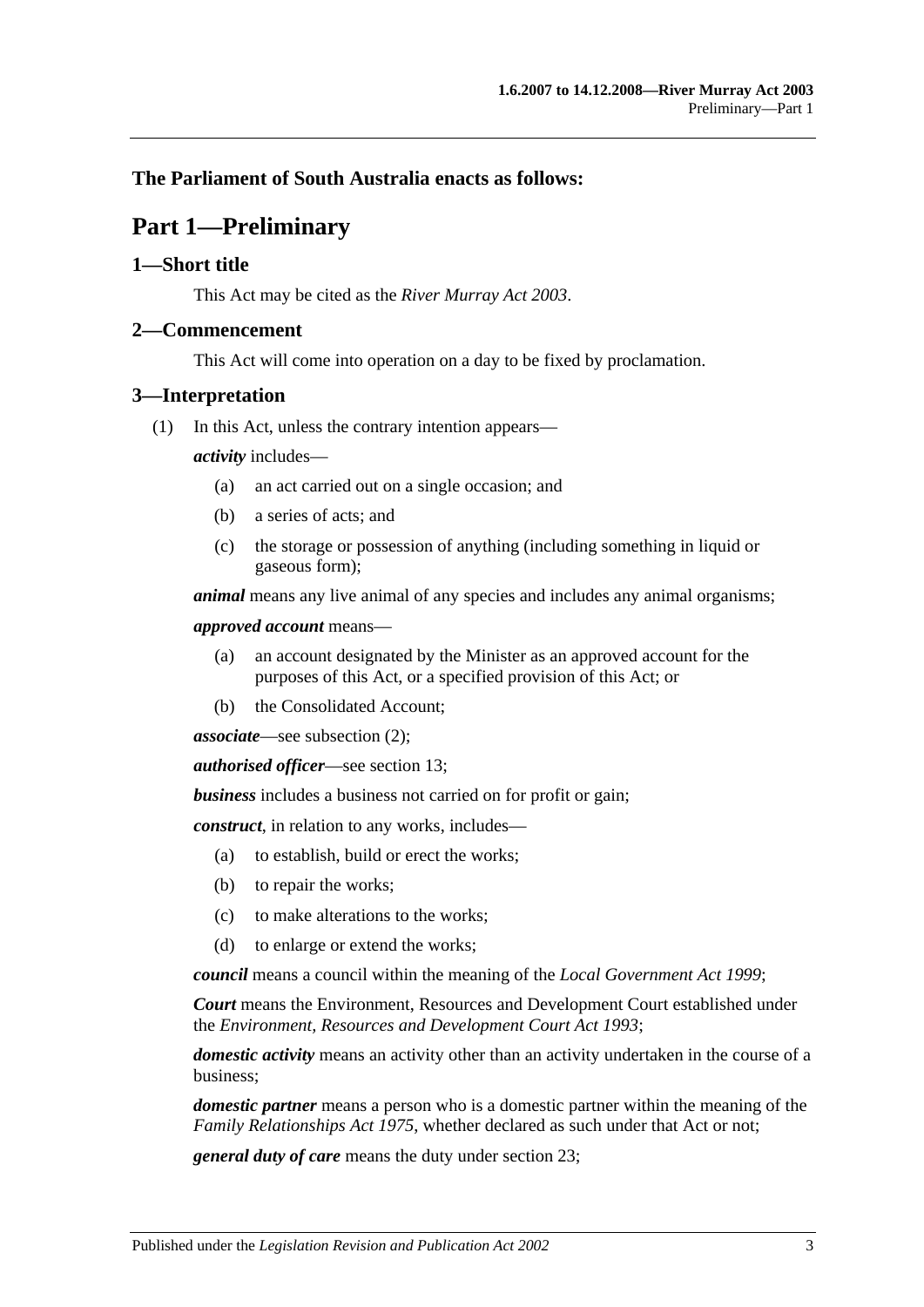**The Parliament of South Australia enacts as follows:**

# Part 1—Preliminary

## 1—Short title

This Act may be cited as the *River Murray Act 2003*.

## 2—Commencement

This Act will come into operation on a day to be fixed by proclamation.

## 3—Interpretation

(1) In this Act, unless the contrary intention appears—

***activity*** includes—

(a) an act carried out on a single occasion; and

(b) a series of acts; and

(c) the storage or possession of anything (including something in liquid or gaseous form);

***animal*** means any live animal of any species and includes any animal organisms;

***approved account*** means—

(a) an account designated by the Minister as an approved account for the purposes of this Act, or a specified provision of this Act; or

(b) the Consolidated Account;

***associate***—see subsection (2);

***authorised officer***—see section 13;

***business*** includes a business not carried on for profit or gain;

***construct***, in relation to any works, includes—

(a) to establish, build or erect the works;

(b) to repair the works;

(c) to make alterations to the works;

(d) to enlarge or extend the works;

***council*** means a council within the meaning of the *Local Government Act 1999*;

***Court*** means the Environment, Resources and Development Court established under the *Environment, Resources and Development Court Act 1993*;

***domestic activity*** means an activity other than an activity undertaken in the course of a business;

***domestic partner*** means a person who is a domestic partner within the meaning of the *Family Relationships Act 1975*, whether declared as such under that Act or not;

***general duty of care*** means the duty under section 23;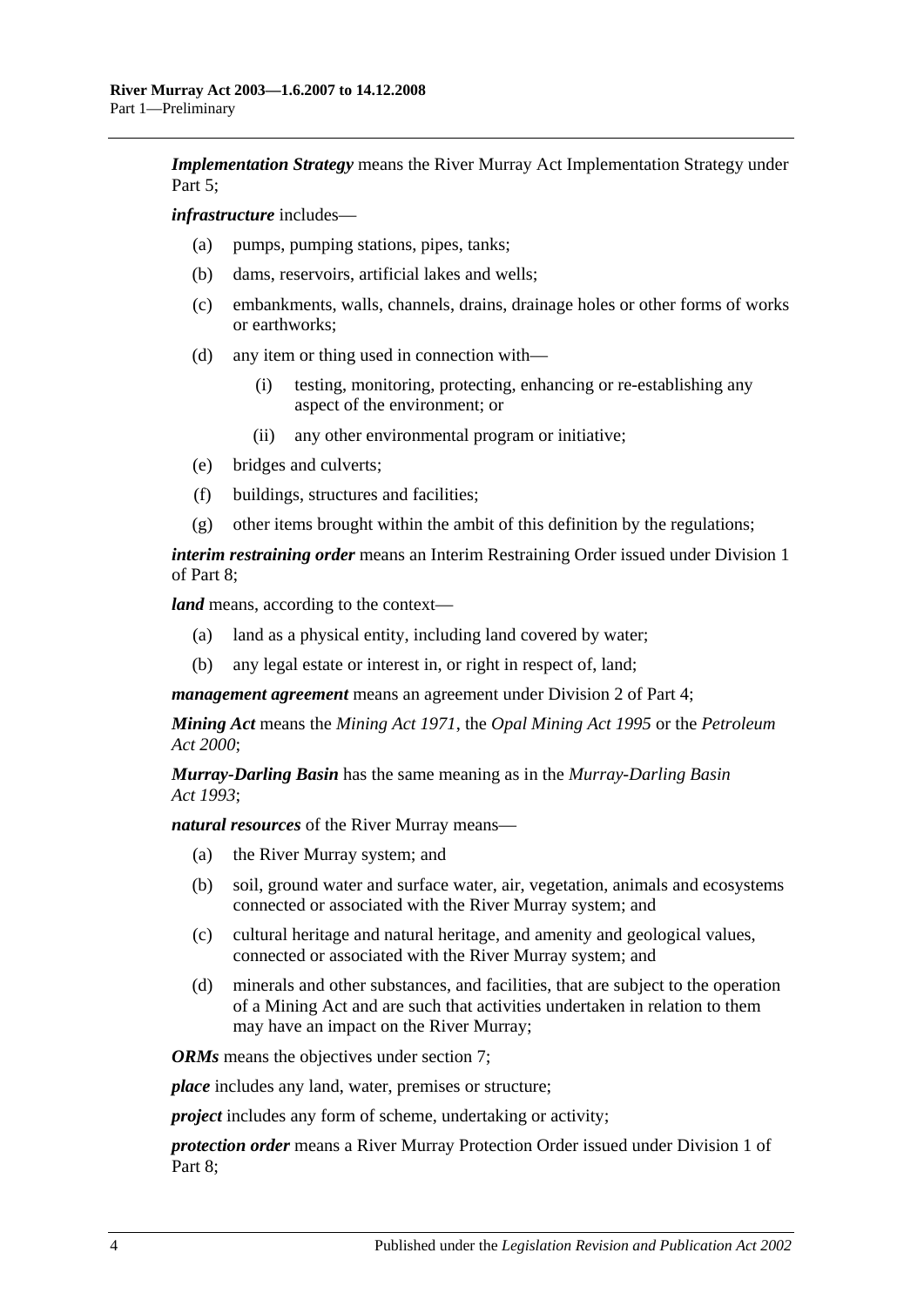***Implementation Strategy*** means the River Murray Act Implementation Strategy under Part 5;

***infrastructure*** includes—

- (a) pumps, pumping stations, pipes, tanks;
- (b) dams, reservoirs, artificial lakes and wells;
- (c) embankments, walls, channels, drains, drainage holes or other forms of works or earthworks;
- (d) any item or thing used in connection with—
  - (i) testing, monitoring, protecting, enhancing or re-establishing any aspect of the environment; or
  - (ii) any other environmental program or initiative;
- (e) bridges and culverts;
- (f) buildings, structures and facilities;
- (g) other items brought within the ambit of this definition by the regulations;

***interim restraining order*** means an Interim Restraining Order issued under Division 1 of Part 8;

***land*** means, according to the context—

- (a) land as a physical entity, including land covered by water;
- (b) any legal estate or interest in, or right in respect of, land;

***management agreement*** means an agreement under Division 2 of Part 4;

***Mining Act*** means the *Mining Act 1971*, the *Opal Mining Act 1995* or the *Petroleum Act 2000*;

***Murray-Darling Basin*** has the same meaning as in the *Murray-Darling Basin Act 1993*;

***natural resources*** of the River Murray means—

- (a) the River Murray system; and
- (b) soil, ground water and surface water, air, vegetation, animals and ecosystems connected or associated with the River Murray system; and
- (c) cultural heritage and natural heritage, and amenity and geological values, connected or associated with the River Murray system; and
- (d) minerals and other substances, and facilities, that are subject to the operation of a Mining Act and are such that activities undertaken in relation to them may have an impact on the River Murray;

***ORMs*** means the objectives under section 7;

***place*** includes any land, water, premises or structure;

***project*** includes any form of scheme, undertaking or activity;

***protection order*** means a River Murray Protection Order issued under Division 1 of Part 8;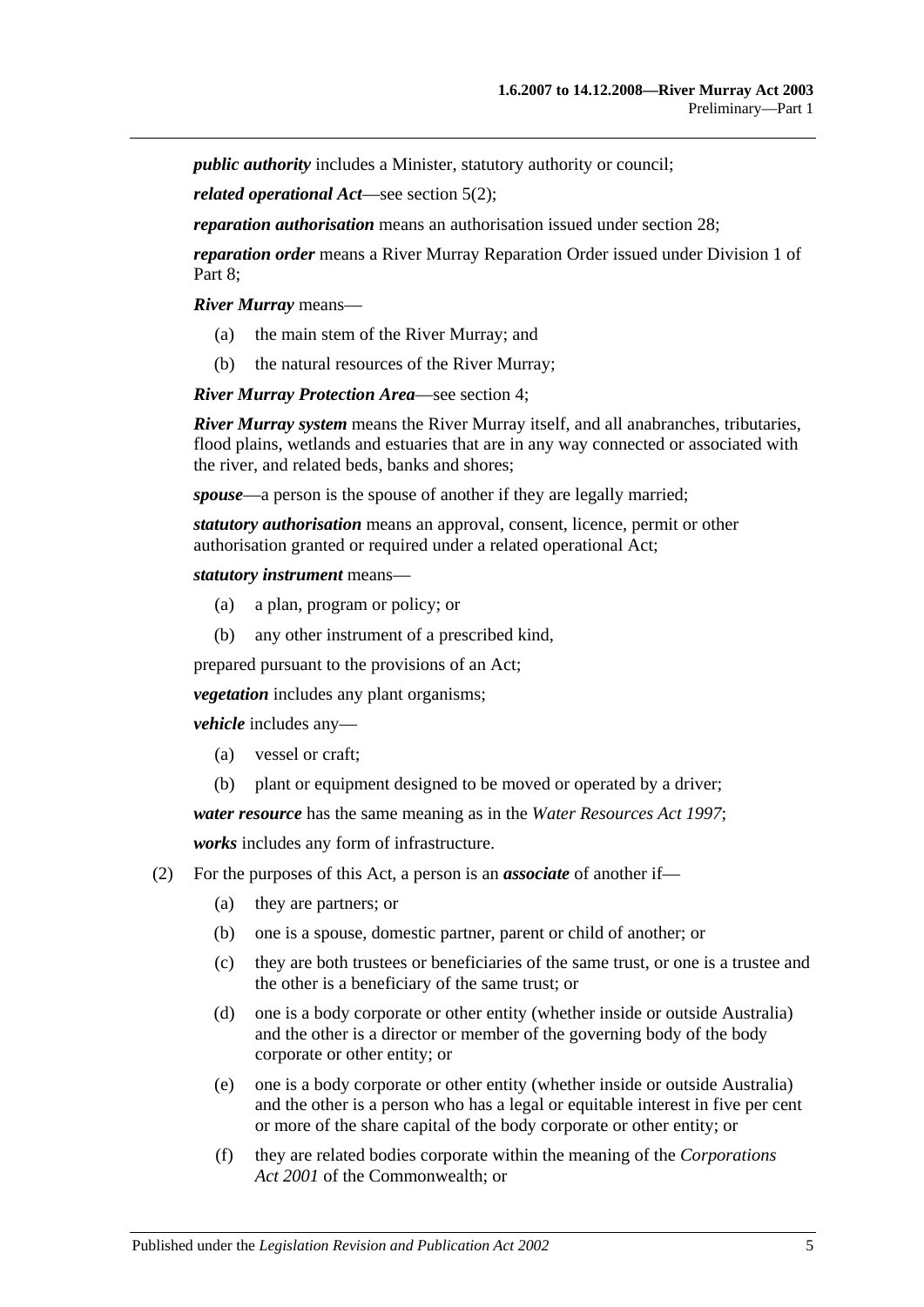***public authority*** includes a Minister, statutory authority or council;

***related operational Act***—see section 5(2);

***reparation authorisation*** means an authorisation issued under section 28;

***reparation order*** means a River Murray Reparation Order issued under Division 1 of Part 8;

***River Murray*** means—

- (a) the main stem of the River Murray; and
- (b) the natural resources of the River Murray;

***River Murray Protection Area***—see section 4;

***River Murray system*** means the River Murray itself, and all anabranches, tributaries, flood plains, wetlands and estuaries that are in any way connected or associated with the river, and related beds, banks and shores;

***spouse***—a person is the spouse of another if they are legally married;

***statutory authorisation*** means an approval, consent, licence, permit or other authorisation granted or required under a related operational Act;

***statutory instrument*** means—

- (a) a plan, program or policy; or
- (b) any other instrument of a prescribed kind,

prepared pursuant to the provisions of an Act;

***vegetation*** includes any plant organisms;

***vehicle*** includes any—

- (a) vessel or craft;
- (b) plant or equipment designed to be moved or operated by a driver;

***water resource*** has the same meaning as in the *Water Resources Act 1997*;

***works*** includes any form of infrastructure.

(2) For the purposes of this Act, a person is an ***associate*** of another if—

- (a) they are partners; or
- (b) one is a spouse, domestic partner, parent or child of another; or
- (c) they are both trustees or beneficiaries of the same trust, or one is a trustee and the other is a beneficiary of the same trust; or
- (d) one is a body corporate or other entity (whether inside or outside Australia) and the other is a director or member of the governing body of the body corporate or other entity; or
- (e) one is a body corporate or other entity (whether inside or outside Australia) and the other is a person who has a legal or equitable interest in five per cent or more of the share capital of the body corporate or other entity; or
- (f) they are related bodies corporate within the meaning of the *Corporations Act 2001* of the Commonwealth; or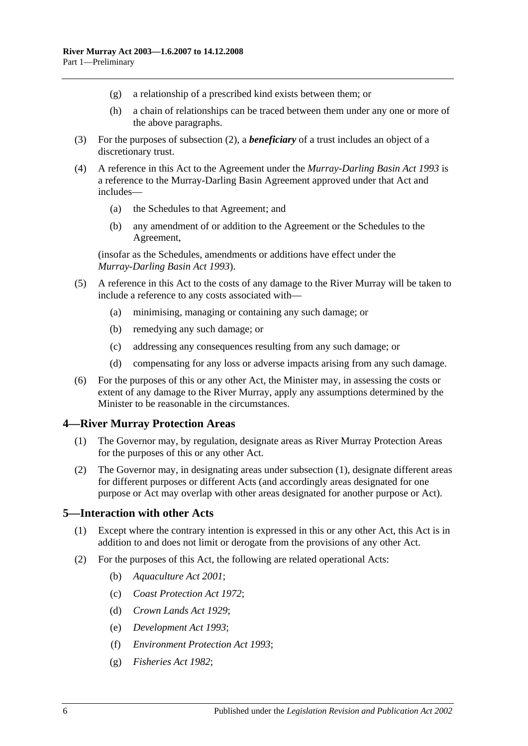(g) a relationship of a prescribed kind exists between them; or

(h) a chain of relationships can be traced between them under any one or more of the above paragraphs.

(3) For the purposes of subsection (2), a ***beneficiary*** of a trust includes an object of a discretionary trust.

(4) A reference in this Act to the Agreement under the *Murray-Darling Basin Act 1993* is a reference to the Murray-Darling Basin Agreement approved under that Act and includes—

(a) the Schedules to that Agreement; and

(b) any amendment of or addition to the Agreement or the Schedules to the Agreement,

(insofar as the Schedules, amendments or additions have effect under the *Murray-Darling Basin Act 1993*).

(5) A reference in this Act to the costs of any damage to the River Murray will be taken to include a reference to any costs associated with—

(a) minimising, managing or containing any such damage; or

(b) remedying any such damage; or

(c) addressing any consequences resulting from any such damage; or

(d) compensating for any loss or adverse impacts arising from any such damage.

(6) For the purposes of this or any other Act, the Minister may, in assessing the costs or extent of any damage to the River Murray, apply any assumptions determined by the Minister to be reasonable in the circumstances.

## 4—River Murray Protection Areas

(1) The Governor may, by regulation, designate areas as River Murray Protection Areas for the purposes of this or any other Act.

(2) The Governor may, in designating areas under subsection (1), designate different areas for different purposes or different Acts (and accordingly areas designated for one purpose or Act may overlap with other areas designated for another purpose or Act).

## 5—Interaction with other Acts

(1) Except where the contrary intention is expressed in this or any other Act, this Act is in addition to and does not limit or derogate from the provisions of any other Act.

(2) For the purposes of this Act, the following are related operational Acts:

(b) *Aquaculture Act 2001*;

(c) *Coast Protection Act 1972*;

(d) *Crown Lands Act 1929*;

(e) *Development Act 1993*;

(f) *Environment Protection Act 1993*;

(g) *Fisheries Act 1982*;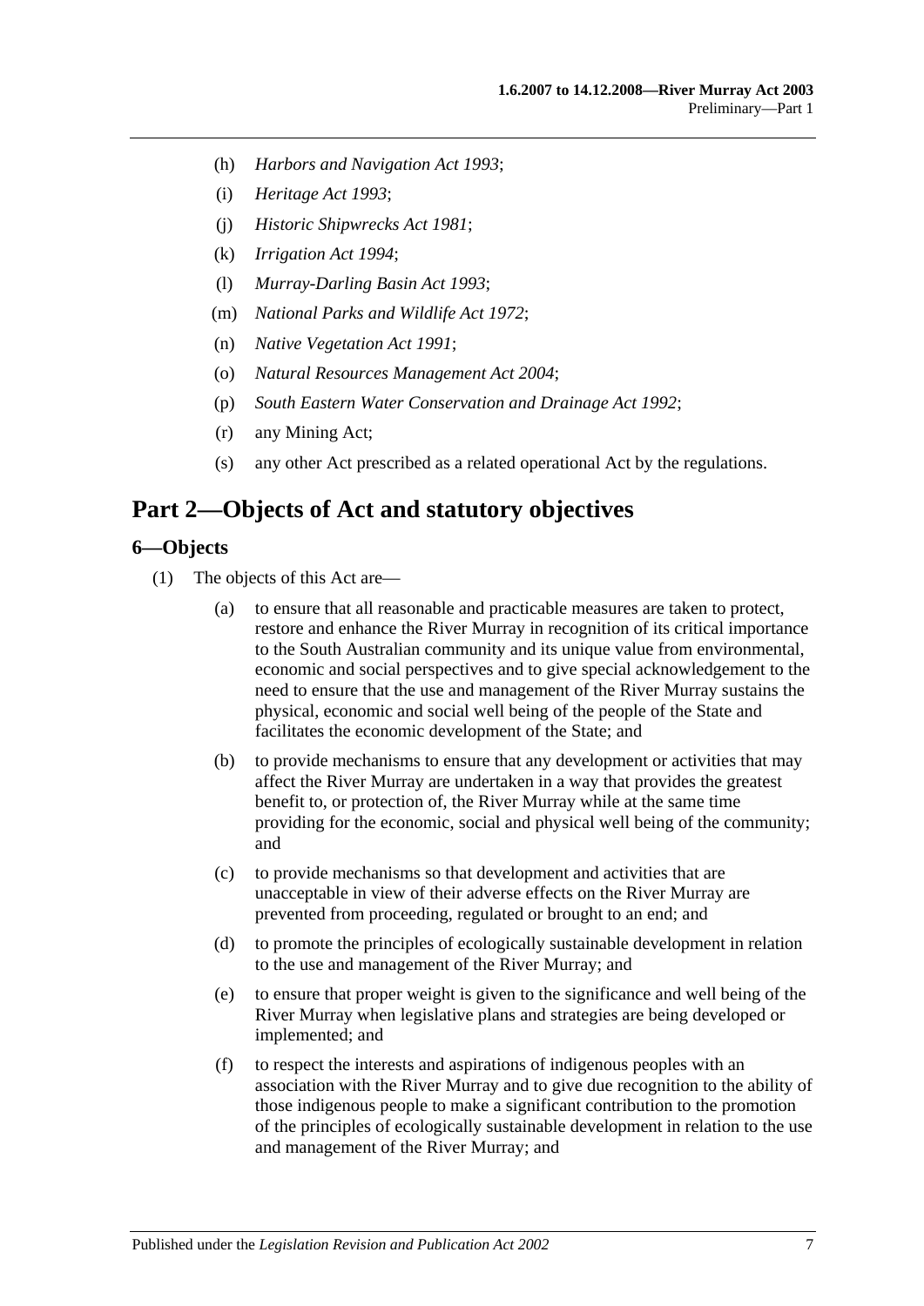(h) *Harbors and Navigation Act 1993*;

(i) *Heritage Act 1993*;

(j) *Historic Shipwrecks Act 1981*;

(k) *Irrigation Act 1994*;

(l) *Murray-Darling Basin Act 1993*;

(m) *National Parks and Wildlife Act 1972*;

(n) *Native Vegetation Act 1991*;

(o) *Natural Resources Management Act 2004*;

(p) *South Eastern Water Conservation and Drainage Act 1992*;

(r) any Mining Act;

(s) any other Act prescribed as a related operational Act by the regulations.

# Part 2—Objects of Act and statutory objectives

## 6—Objects

(1) The objects of this Act are—

(a) to ensure that all reasonable and practicable measures are taken to protect, restore and enhance the River Murray in recognition of its critical importance to the South Australian community and its unique value from environmental, economic and social perspectives and to give special acknowledgement to the need to ensure that the use and management of the River Murray sustains the physical, economic and social well being of the people of the State and facilitates the economic development of the State; and

(b) to provide mechanisms to ensure that any development or activities that may affect the River Murray are undertaken in a way that provides the greatest benefit to, or protection of, the River Murray while at the same time providing for the economic, social and physical well being of the community; and

(c) to provide mechanisms so that development and activities that are unacceptable in view of their adverse effects on the River Murray are prevented from proceeding, regulated or brought to an end; and

(d) to promote the principles of ecologically sustainable development in relation to the use and management of the River Murray; and

(e) to ensure that proper weight is given to the significance and well being of the River Murray when legislative plans and strategies are being developed or implemented; and

(f) to respect the interests and aspirations of indigenous peoples with an association with the River Murray and to give due recognition to the ability of those indigenous people to make a significant contribution to the promotion of the principles of ecologically sustainable development in relation to the use and management of the River Murray; and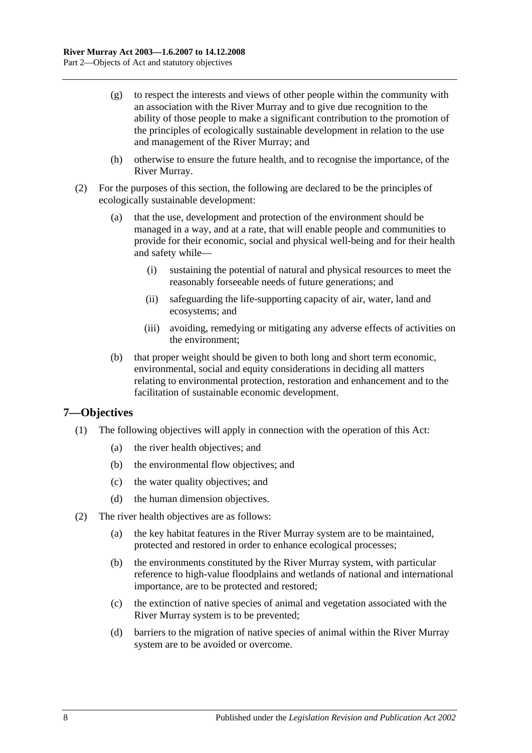(g) to respect the interests and views of other people within the community with an association with the River Murray and to give due recognition to the ability of those people to make a significant contribution to the promotion of the principles of ecologically sustainable development in relation to the use and management of the River Murray; and

(h) otherwise to ensure the future health, and to recognise the importance, of the River Murray.

(2) For the purposes of this section, the following are declared to be the principles of ecologically sustainable development:

(a) that the use, development and protection of the environment should be managed in a way, and at a rate, that will enable people and communities to provide for their economic, social and physical well-being and for their health and safety while—

(i) sustaining the potential of natural and physical resources to meet the reasonably forseeable needs of future generations; and

(ii) safeguarding the life-supporting capacity of air, water, land and ecosystems; and

(iii) avoiding, remedying or mitigating any adverse effects of activities on the environment;

(b) that proper weight should be given to both long and short term economic, environmental, social and equity considerations in deciding all matters relating to environmental protection, restoration and enhancement and to the facilitation of sustainable economic development.

## 7—Objectives

(1) The following objectives will apply in connection with the operation of this Act:

(a) the river health objectives; and

(b) the environmental flow objectives; and

(c) the water quality objectives; and

(d) the human dimension objectives.

(2) The river health objectives are as follows:

(a) the key habitat features in the River Murray system are to be maintained, protected and restored in order to enhance ecological processes;

(b) the environments constituted by the River Murray system, with particular reference to high-value floodplains and wetlands of national and international importance, are to be protected and restored;

(c) the extinction of native species of animal and vegetation associated with the River Murray system is to be prevented;

(d) barriers to the migration of native species of animal within the River Murray system are to be avoided or overcome.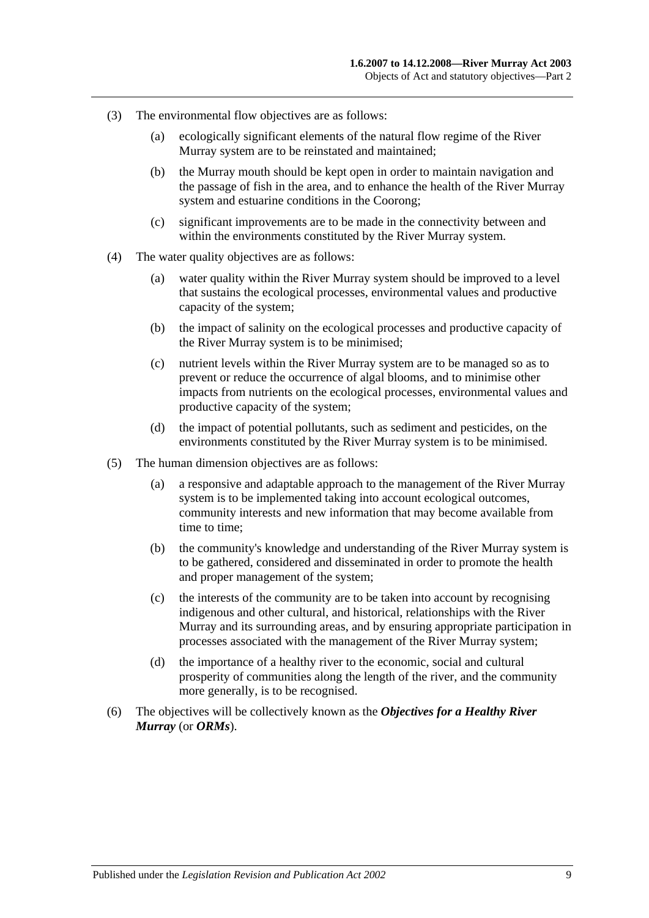(3) The environmental flow objectives are as follows:

(a) ecologically significant elements of the natural flow regime of the River Murray system are to be reinstated and maintained;

(b) the Murray mouth should be kept open in order to maintain navigation and the passage of fish in the area, and to enhance the health of the River Murray system and estuarine conditions in the Coorong;

(c) significant improvements are to be made in the connectivity between and within the environments constituted by the River Murray system.

(4) The water quality objectives are as follows:

(a) water quality within the River Murray system should be improved to a level that sustains the ecological processes, environmental values and productive capacity of the system;

(b) the impact of salinity on the ecological processes and productive capacity of the River Murray system is to be minimised;

(c) nutrient levels within the River Murray system are to be managed so as to prevent or reduce the occurrence of algal blooms, and to minimise other impacts from nutrients on the ecological processes, environmental values and productive capacity of the system;

(d) the impact of potential pollutants, such as sediment and pesticides, on the environments constituted by the River Murray system is to be minimised.

(5) The human dimension objectives are as follows:

(a) a responsive and adaptable approach to the management of the River Murray system is to be implemented taking into account ecological outcomes, community interests and new information that may become available from time to time;

(b) the community's knowledge and understanding of the River Murray system is to be gathered, considered and disseminated in order to promote the health and proper management of the system;

(c) the interests of the community are to be taken into account by recognising indigenous and other cultural, and historical, relationships with the River Murray and its surrounding areas, and by ensuring appropriate participation in processes associated with the management of the River Murray system;

(d) the importance of a healthy river to the economic, social and cultural prosperity of communities along the length of the river, and the community more generally, is to be recognised.

(6) The objectives will be collectively known as the ***Objectives for a Healthy River Murray*** (or ***ORMs***).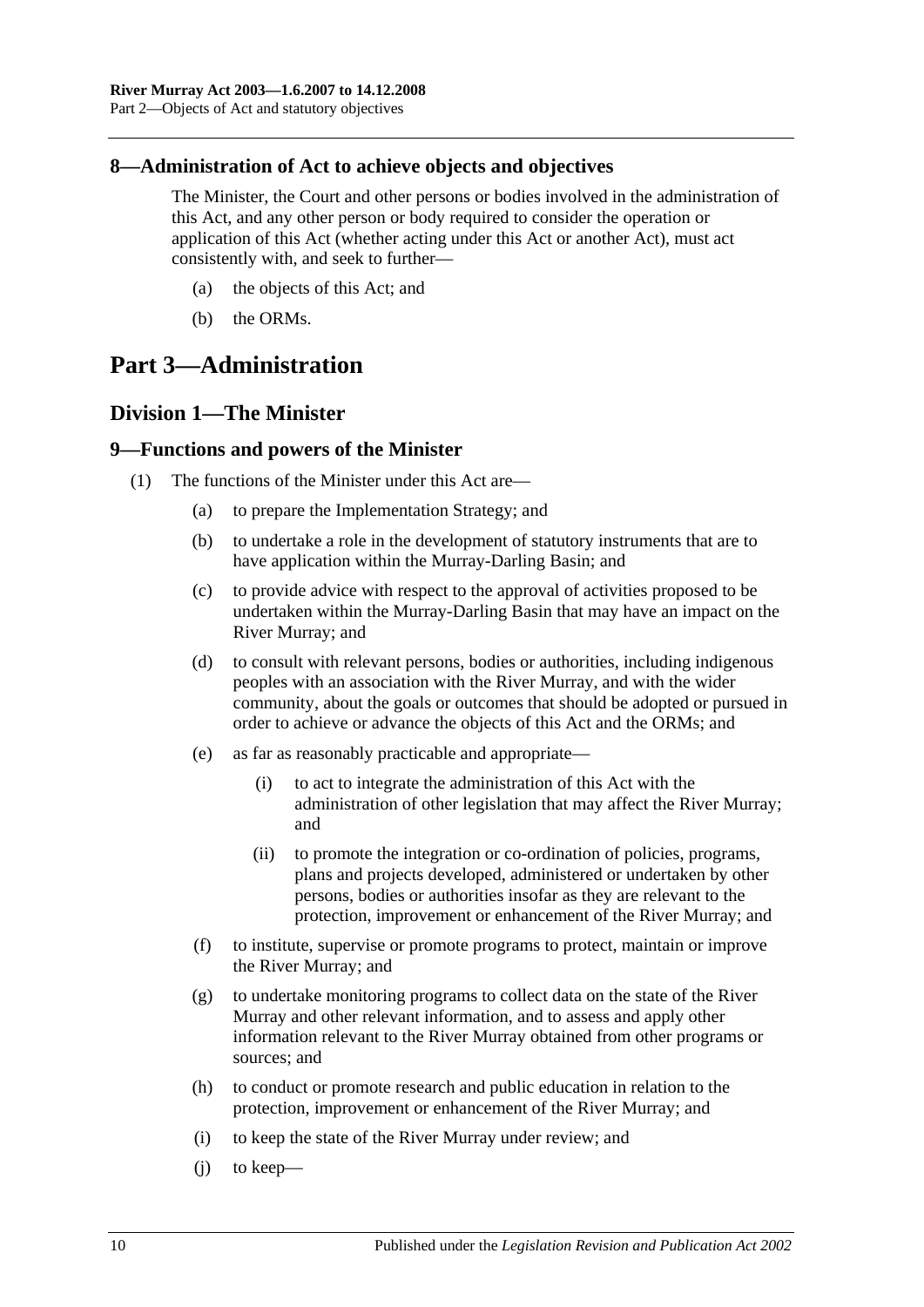## 8—Administration of Act to achieve objects and objectives

The Minister, the Court and other persons or bodies involved in the administration of this Act, and any other person or body required to consider the operation or application of this Act (whether acting under this Act or another Act), must act consistently with, and seek to further—

- (a) the objects of this Act; and
- (b) the ORMs.

# Part 3—Administration

## Division 1—The Minister

## 9—Functions and powers of the Minister

(1) The functions of the Minister under this Act are—

- (a) to prepare the Implementation Strategy; and
- (b) to undertake a role in the development of statutory instruments that are to have application within the Murray-Darling Basin; and
- (c) to provide advice with respect to the approval of activities proposed to be undertaken within the Murray-Darling Basin that may have an impact on the River Murray; and
- (d) to consult with relevant persons, bodies or authorities, including indigenous peoples with an association with the River Murray, and with the wider community, about the goals or outcomes that should be adopted or pursued in order to achieve or advance the objects of this Act and the ORMs; and
- (e) as far as reasonably practicable and appropriate—
    - (i) to act to integrate the administration of this Act with the administration of other legislation that may affect the River Murray; and
    - (ii) to promote the integration or co-ordination of policies, programs, plans and projects developed, administered or undertaken by other persons, bodies or authorities insofar as they are relevant to the protection, improvement or enhancement of the River Murray; and
- (f) to institute, supervise or promote programs to protect, maintain or improve the River Murray; and
- (g) to undertake monitoring programs to collect data on the state of the River Murray and other relevant information, and to assess and apply other information relevant to the River Murray obtained from other programs or sources; and
- (h) to conduct or promote research and public education in relation to the protection, improvement or enhancement of the River Murray; and
- (i) to keep the state of the River Murray under review; and
- (j) to keep—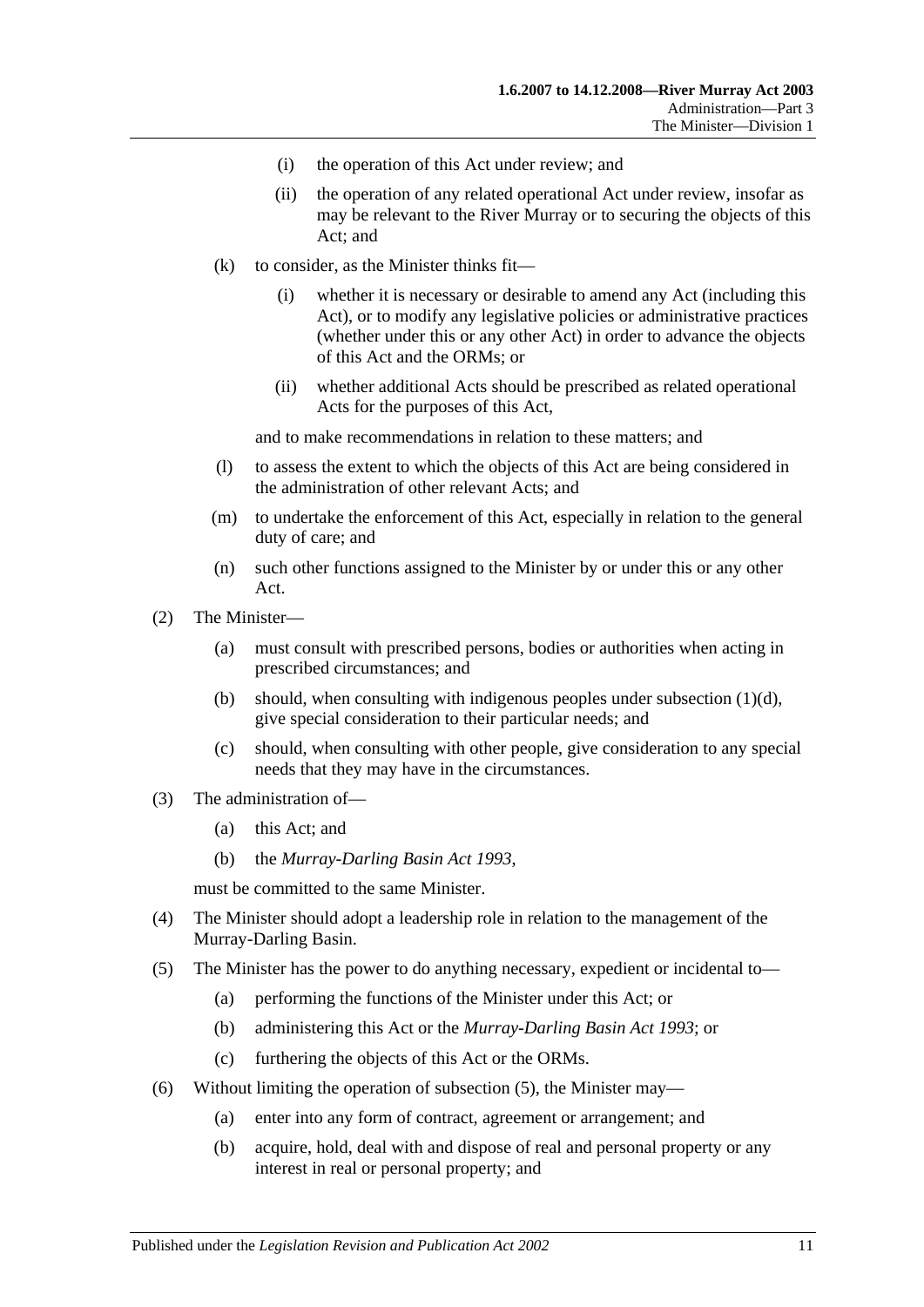(i) the operation of this Act under review; and

(ii) the operation of any related operational Act under review, insofar as may be relevant to the River Murray or to securing the objects of this Act; and

(k) to consider, as the Minister thinks fit—

(i) whether it is necessary or desirable to amend any Act (including this Act), or to modify any legislative policies or administrative practices (whether under this or any other Act) in order to advance the objects of this Act and the ORMs; or

(ii) whether additional Acts should be prescribed as related operational Acts for the purposes of this Act,

and to make recommendations in relation to these matters; and

(l) to assess the extent to which the objects of this Act are being considered in the administration of other relevant Acts; and

(m) to undertake the enforcement of this Act, especially in relation to the general duty of care; and

(n) such other functions assigned to the Minister by or under this or any other Act.

(2) The Minister—

(a) must consult with prescribed persons, bodies or authorities when acting in prescribed circumstances; and

(b) should, when consulting with indigenous peoples under subsection (1)(d), give special consideration to their particular needs; and

(c) should, when consulting with other people, give consideration to any special needs that they may have in the circumstances.

(3) The administration of—

(a) this Act; and

(b) the *Murray-Darling Basin Act 1993*,

must be committed to the same Minister.

(4) The Minister should adopt a leadership role in relation to the management of the Murray-Darling Basin.

(5) The Minister has the power to do anything necessary, expedient or incidental to—

(a) performing the functions of the Minister under this Act; or

(b) administering this Act or the *Murray-Darling Basin Act 1993*; or

(c) furthering the objects of this Act or the ORMs.

(6) Without limiting the operation of subsection (5), the Minister may—

(a) enter into any form of contract, agreement or arrangement; and

(b) acquire, hold, deal with and dispose of real and personal property or any interest in real or personal property; and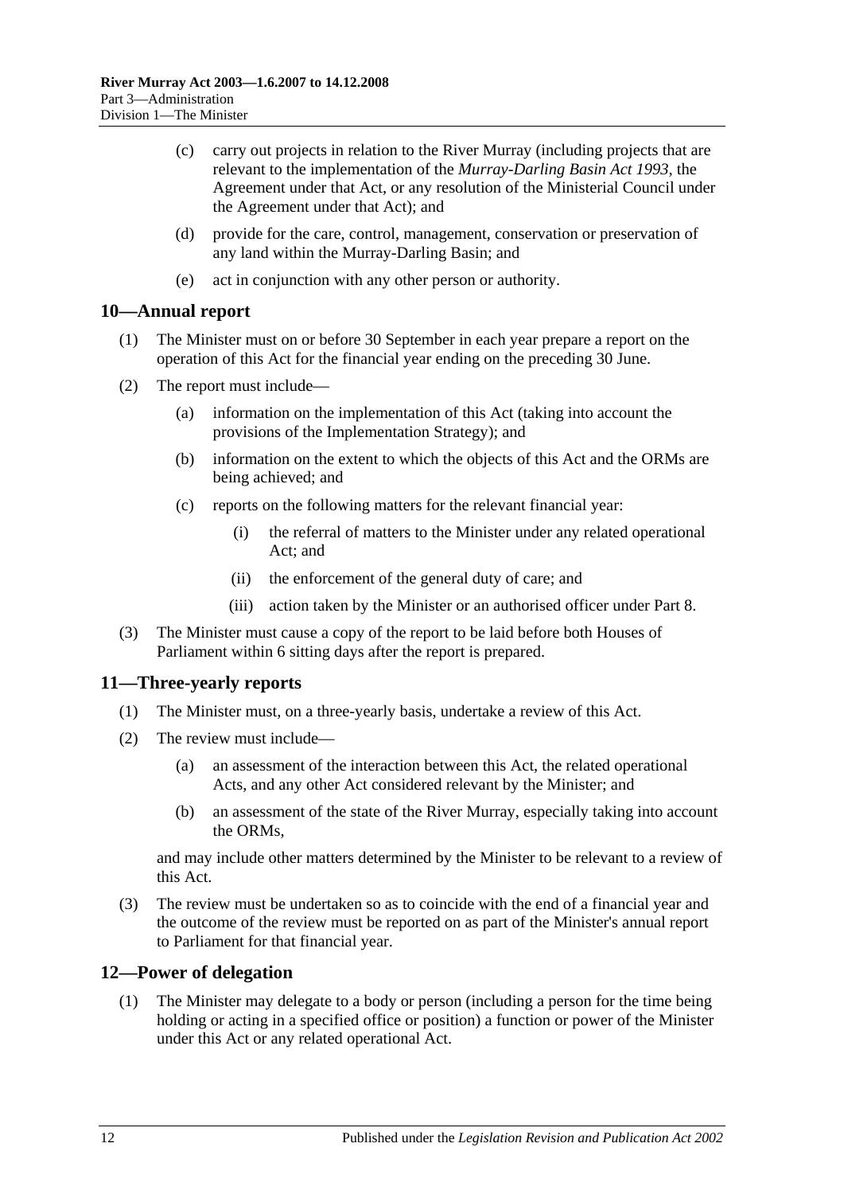(c) carry out projects in relation to the River Murray (including projects that are relevant to the implementation of the *Murray-Darling Basin Act 1993*, the Agreement under that Act, or any resolution of the Ministerial Council under the Agreement under that Act); and

(d) provide for the care, control, management, conservation or preservation of any land within the Murray-Darling Basin; and

(e) act in conjunction with any other person or authority.

## 10—Annual report

(1) The Minister must on or before 30 September in each year prepare a report on the operation of this Act for the financial year ending on the preceding 30 June.

(2) The report must include—

(a) information on the implementation of this Act (taking into account the provisions of the Implementation Strategy); and

(b) information on the extent to which the objects of this Act and the ORMs are being achieved; and

(c) reports on the following matters for the relevant financial year:

(i) the referral of matters to the Minister under any related operational Act; and

(ii) the enforcement of the general duty of care; and

(iii) action taken by the Minister or an authorised officer under Part 8.

(3) The Minister must cause a copy of the report to be laid before both Houses of Parliament within 6 sitting days after the report is prepared.

## 11—Three-yearly reports

(1) The Minister must, on a three-yearly basis, undertake a review of this Act.

(2) The review must include—

(a) an assessment of the interaction between this Act, the related operational Acts, and any other Act considered relevant by the Minister; and

(b) an assessment of the state of the River Murray, especially taking into account the ORMs,

and may include other matters determined by the Minister to be relevant to a review of this Act.

(3) The review must be undertaken so as to coincide with the end of a financial year and the outcome of the review must be reported on as part of the Minister's annual report to Parliament for that financial year.

## 12—Power of delegation

(1) The Minister may delegate to a body or person (including a person for the time being holding or acting in a specified office or position) a function or power of the Minister under this Act or any related operational Act.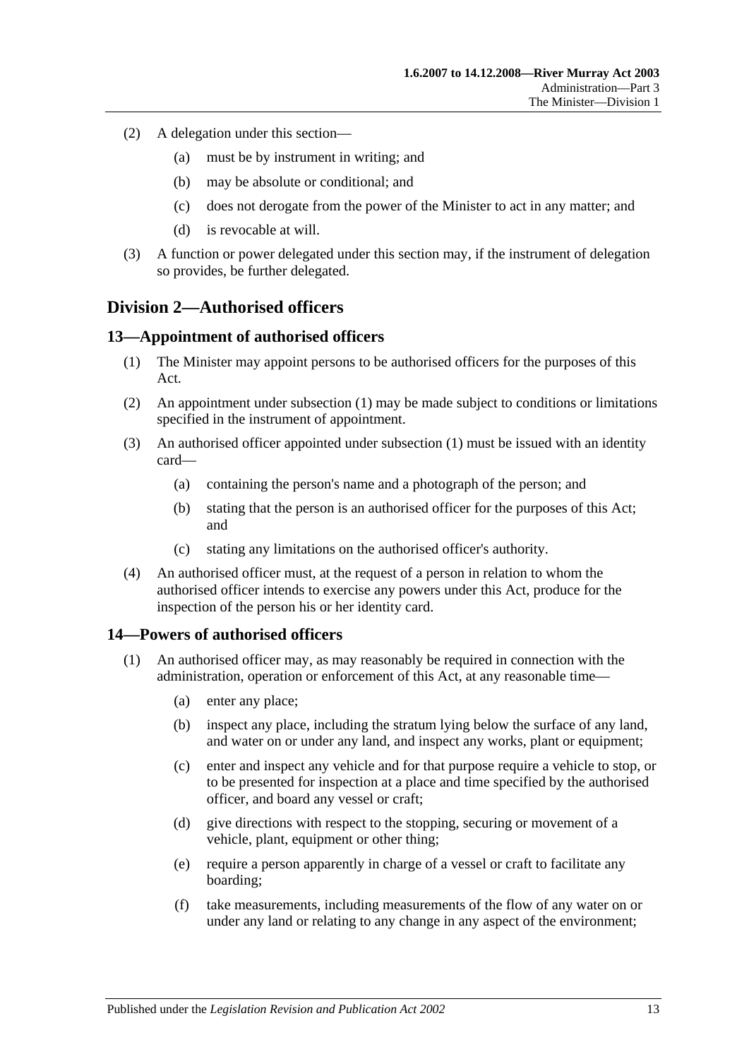(2) A delegation under this section—

(a) must be by instrument in writing; and

(b) may be absolute or conditional; and

(c) does not derogate from the power of the Minister to act in any matter; and

(d) is revocable at will.

(3) A function or power delegated under this section may, if the instrument of delegation so provides, be further delegated.

## Division 2—Authorised officers

### 13—Appointment of authorised officers

(1) The Minister may appoint persons to be authorised officers for the purposes of this Act.

(2) An appointment under subsection (1) may be made subject to conditions or limitations specified in the instrument of appointment.

(3) An authorised officer appointed under subsection (1) must be issued with an identity card—

(a) containing the person's name and a photograph of the person; and

(b) stating that the person is an authorised officer for the purposes of this Act; and

(c) stating any limitations on the authorised officer's authority.

(4) An authorised officer must, at the request of a person in relation to whom the authorised officer intends to exercise any powers under this Act, produce for the inspection of the person his or her identity card.

### 14—Powers of authorised officers

(1) An authorised officer may, as may reasonably be required in connection with the administration, operation or enforcement of this Act, at any reasonable time—

(a) enter any place;

(b) inspect any place, including the stratum lying below the surface of any land, and water on or under any land, and inspect any works, plant or equipment;

(c) enter and inspect any vehicle and for that purpose require a vehicle to stop, or to be presented for inspection at a place and time specified by the authorised officer, and board any vessel or craft;

(d) give directions with respect to the stopping, securing or movement of a vehicle, plant, equipment or other thing;

(e) require a person apparently in charge of a vessel or craft to facilitate any boarding;

(f) take measurements, including measurements of the flow of any water on or under any land or relating to any change in any aspect of the environment;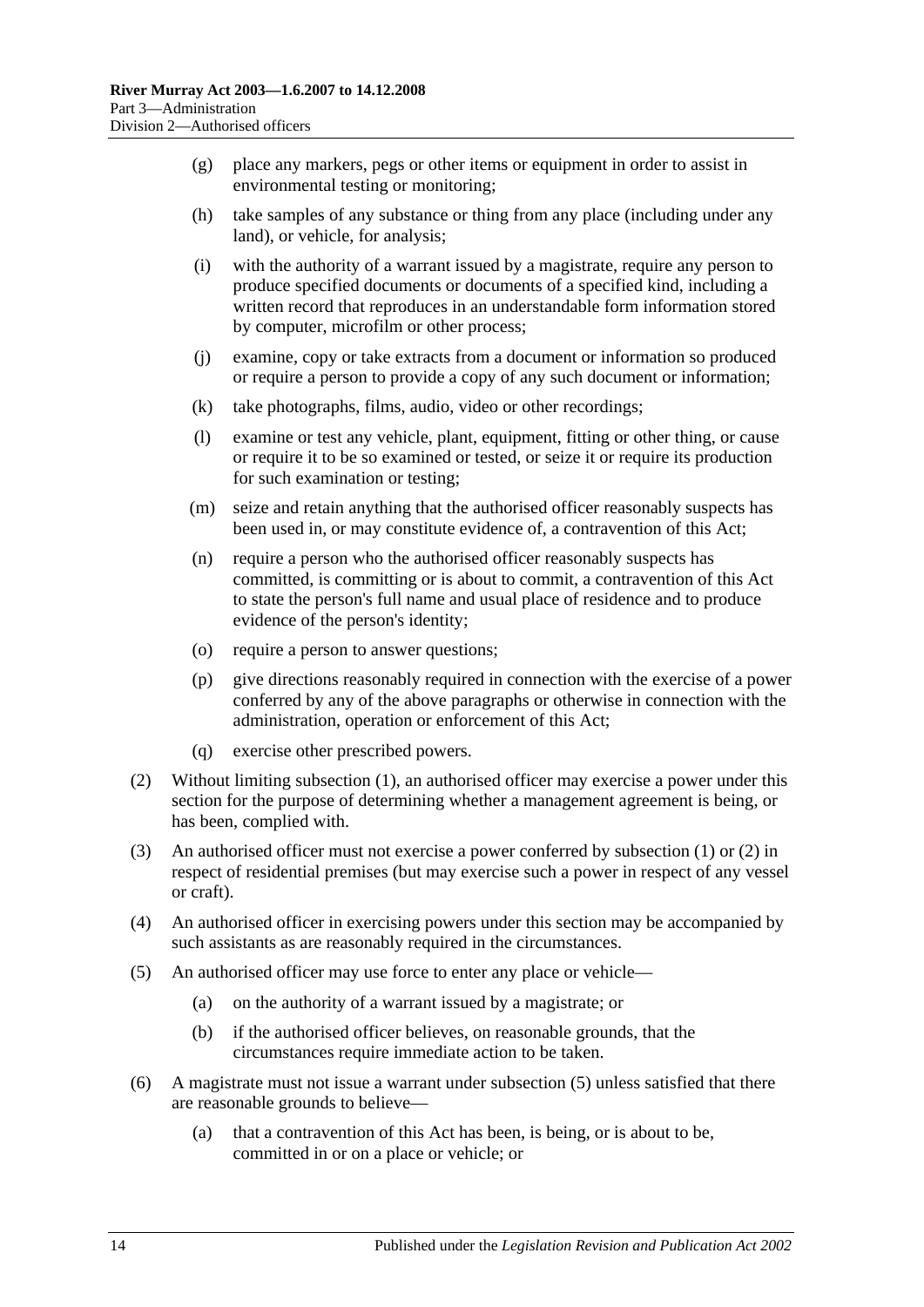(g) place any markers, pegs or other items or equipment in order to assist in environmental testing or monitoring;

(h) take samples of any substance or thing from any place (including under any land), or vehicle, for analysis;

(i) with the authority of a warrant issued by a magistrate, require any person to produce specified documents or documents of a specified kind, including a written record that reproduces in an understandable form information stored by computer, microfilm or other process;

(j) examine, copy or take extracts from a document or information so produced or require a person to provide a copy of any such document or information;

(k) take photographs, films, audio, video or other recordings;

(l) examine or test any vehicle, plant, equipment, fitting or other thing, or cause or require it to be so examined or tested, or seize it or require its production for such examination or testing;

(m) seize and retain anything that the authorised officer reasonably suspects has been used in, or may constitute evidence of, a contravention of this Act;

(n) require a person who the authorised officer reasonably suspects has committed, is committing or is about to commit, a contravention of this Act to state the person's full name and usual place of residence and to produce evidence of the person's identity;

(o) require a person to answer questions;

(p) give directions reasonably required in connection with the exercise of a power conferred by any of the above paragraphs or otherwise in connection with the administration, operation or enforcement of this Act;

(q) exercise other prescribed powers.

(2) Without limiting subsection (1), an authorised officer may exercise a power under this section for the purpose of determining whether a management agreement is being, or has been, complied with.

(3) An authorised officer must not exercise a power conferred by subsection (1) or (2) in respect of residential premises (but may exercise such a power in respect of any vessel or craft).

(4) An authorised officer in exercising powers under this section may be accompanied by such assistants as are reasonably required in the circumstances.

(5) An authorised officer may use force to enter any place or vehicle—

(a) on the authority of a warrant issued by a magistrate; or

(b) if the authorised officer believes, on reasonable grounds, that the circumstances require immediate action to be taken.

(6) A magistrate must not issue a warrant under subsection (5) unless satisfied that there are reasonable grounds to believe—

(a) that a contravention of this Act has been, is being, or is about to be, committed in or on a place or vehicle; or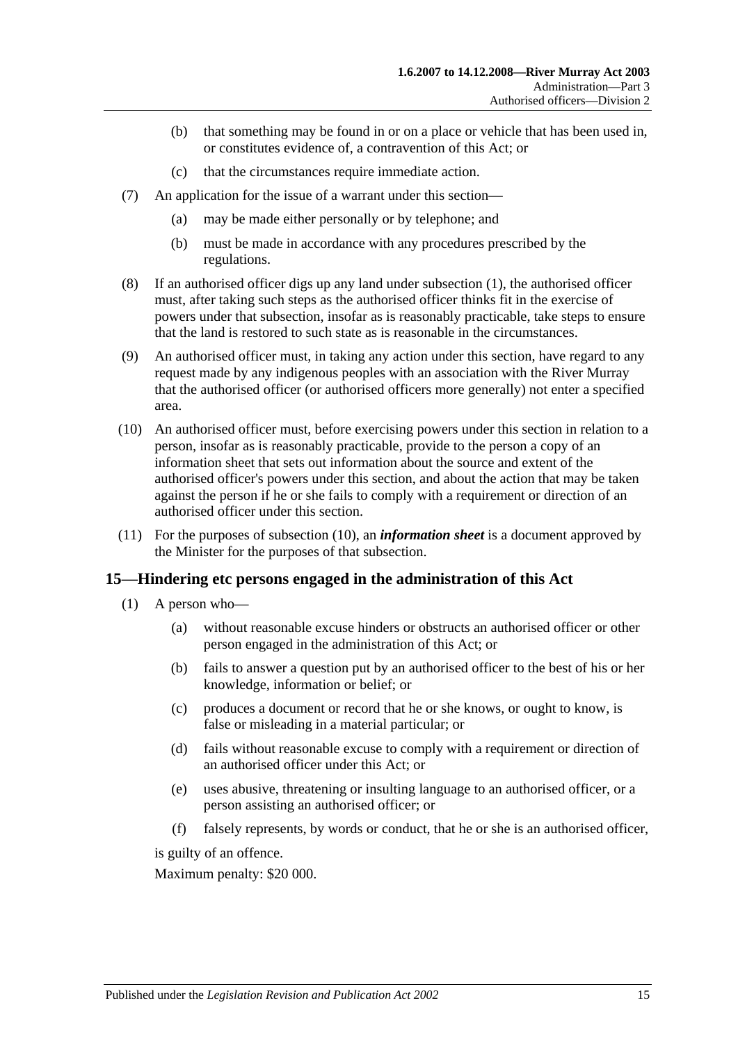(b) that something may be found in or on a place or vehicle that has been used in, or constitutes evidence of, a contravention of this Act; or

(c) that the circumstances require immediate action.

(7) An application for the issue of a warrant under this section—

(a) may be made either personally or by telephone; and

(b) must be made in accordance with any procedures prescribed by the regulations.

(8) If an authorised officer digs up any land under subsection (1), the authorised officer must, after taking such steps as the authorised officer thinks fit in the exercise of powers under that subsection, insofar as is reasonably practicable, take steps to ensure that the land is restored to such state as is reasonable in the circumstances.

(9) An authorised officer must, in taking any action under this section, have regard to any request made by any indigenous peoples with an association with the River Murray that the authorised officer (or authorised officers more generally) not enter a specified area.

(10) An authorised officer must, before exercising powers under this section in relation to a person, insofar as is reasonably practicable, provide to the person a copy of an information sheet that sets out information about the source and extent of the authorised officer's powers under this section, and about the action that may be taken against the person if he or she fails to comply with a requirement or direction of an authorised officer under this section.

(11) For the purposes of subsection (10), an ***information sheet*** is a document approved by the Minister for the purposes of that subsection.

## 15—Hindering etc persons engaged in the administration of this Act

(1) A person who—

(a) without reasonable excuse hinders or obstructs an authorised officer or other person engaged in the administration of this Act; or

(b) fails to answer a question put by an authorised officer to the best of his or her knowledge, information or belief; or

(c) produces a document or record that he or she knows, or ought to know, is false or misleading in a material particular; or

(d) fails without reasonable excuse to comply with a requirement or direction of an authorised officer under this Act; or

(e) uses abusive, threatening or insulting language to an authorised officer, or a person assisting an authorised officer; or

(f) falsely represents, by words or conduct, that he or she is an authorised officer,

is guilty of an offence.

Maximum penalty: $20 000.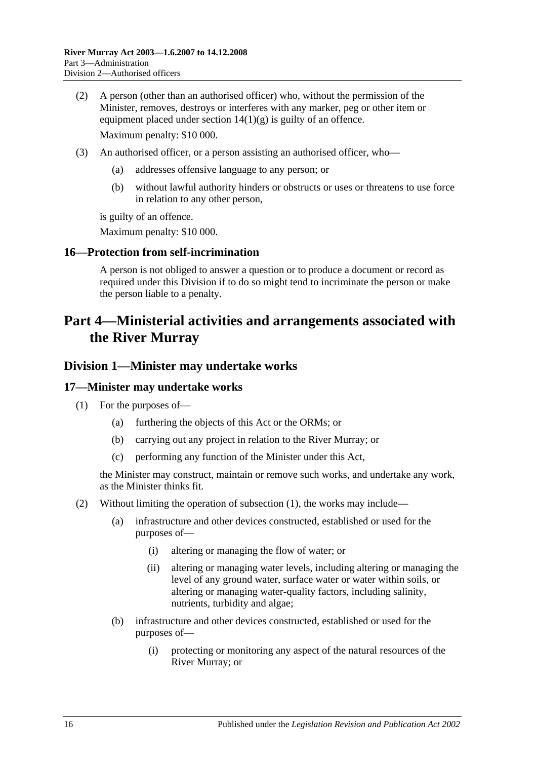(2) A person (other than an authorised officer) who, without the permission of the Minister, removes, destroys or interferes with any marker, peg or other item or equipment placed under section 14(1)(g) is guilty of an offence.

Maximum penalty: $10 000.

(3) An authorised officer, or a person assisting an authorised officer, who—

(a) addresses offensive language to any person; or

(b) without lawful authority hinders or obstructs or uses or threatens to use force in relation to any other person,

is guilty of an offence.

Maximum penalty: $10 000.

### 16—Protection from self-incrimination

A person is not obliged to answer a question or to produce a document or record as required under this Division if to do so might tend to incriminate the person or make the person liable to a penalty.

# Part 4—Ministerial activities and arrangements associated with the River Murray

## Division 1—Minister may undertake works

### 17—Minister may undertake works

(1) For the purposes of—

(a) furthering the objects of this Act or the ORMs; or

(b) carrying out any project in relation to the River Murray; or

(c) performing any function of the Minister under this Act,

the Minister may construct, maintain or remove such works, and undertake any work, as the Minister thinks fit.

(2) Without limiting the operation of subsection (1), the works may include—

(a) infrastructure and other devices constructed, established or used for the purposes of—

(i) altering or managing the flow of water; or

(ii) altering or managing water levels, including altering or managing the level of any ground water, surface water or water within soils, or altering or managing water-quality factors, including salinity, nutrients, turbidity and algae;

(b) infrastructure and other devices constructed, established or used for the purposes of—

(i) protecting or monitoring any aspect of the natural resources of the River Murray; or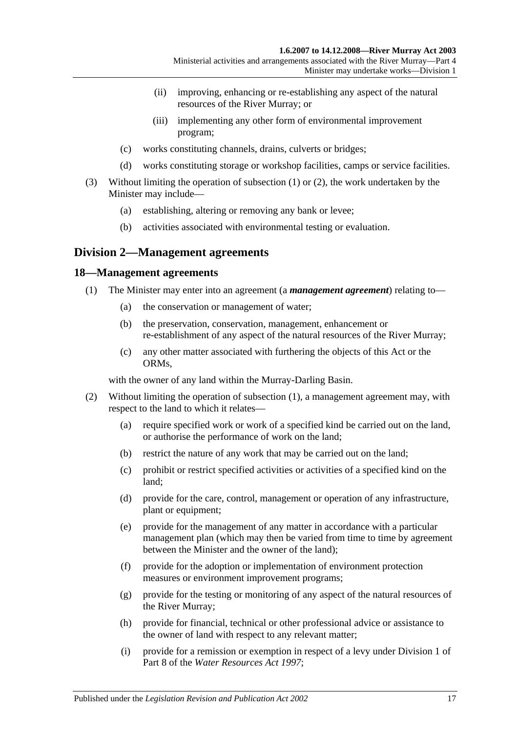(ii) improving, enhancing or re-establishing any aspect of the natural resources of the River Murray; or

(iii) implementing any other form of environmental improvement program;

(c) works constituting channels, drains, culverts or bridges;

(d) works constituting storage or workshop facilities, camps or service facilities.

(3) Without limiting the operation of subsection (1) or (2), the work undertaken by the Minister may include—

(a) establishing, altering or removing any bank or levee;

(b) activities associated with environmental testing or evaluation.

## Division 2—Management agreements

### 18—Management agreements

(1) The Minister may enter into an agreement (a ***management agreement***) relating to—

(a) the conservation or management of water;

(b) the preservation, conservation, management, enhancement or re-establishment of any aspect of the natural resources of the River Murray;

(c) any other matter associated with furthering the objects of this Act or the ORMs,

with the owner of any land within the Murray-Darling Basin.

(2) Without limiting the operation of subsection (1), a management agreement may, with respect to the land to which it relates—

(a) require specified work or work of a specified kind be carried out on the land, or authorise the performance of work on the land;

(b) restrict the nature of any work that may be carried out on the land;

(c) prohibit or restrict specified activities or activities of a specified kind on the land;

(d) provide for the care, control, management or operation of any infrastructure, plant or equipment;

(e) provide for the management of any matter in accordance with a particular management plan (which may then be varied from time to time by agreement between the Minister and the owner of the land);

(f) provide for the adoption or implementation of environment protection measures or environment improvement programs;

(g) provide for the testing or monitoring of any aspect of the natural resources of the River Murray;

(h) provide for financial, technical or other professional advice or assistance to the owner of land with respect to any relevant matter;

(i) provide for a remission or exemption in respect of a levy under Division 1 of Part 8 of the *Water Resources Act 1997*;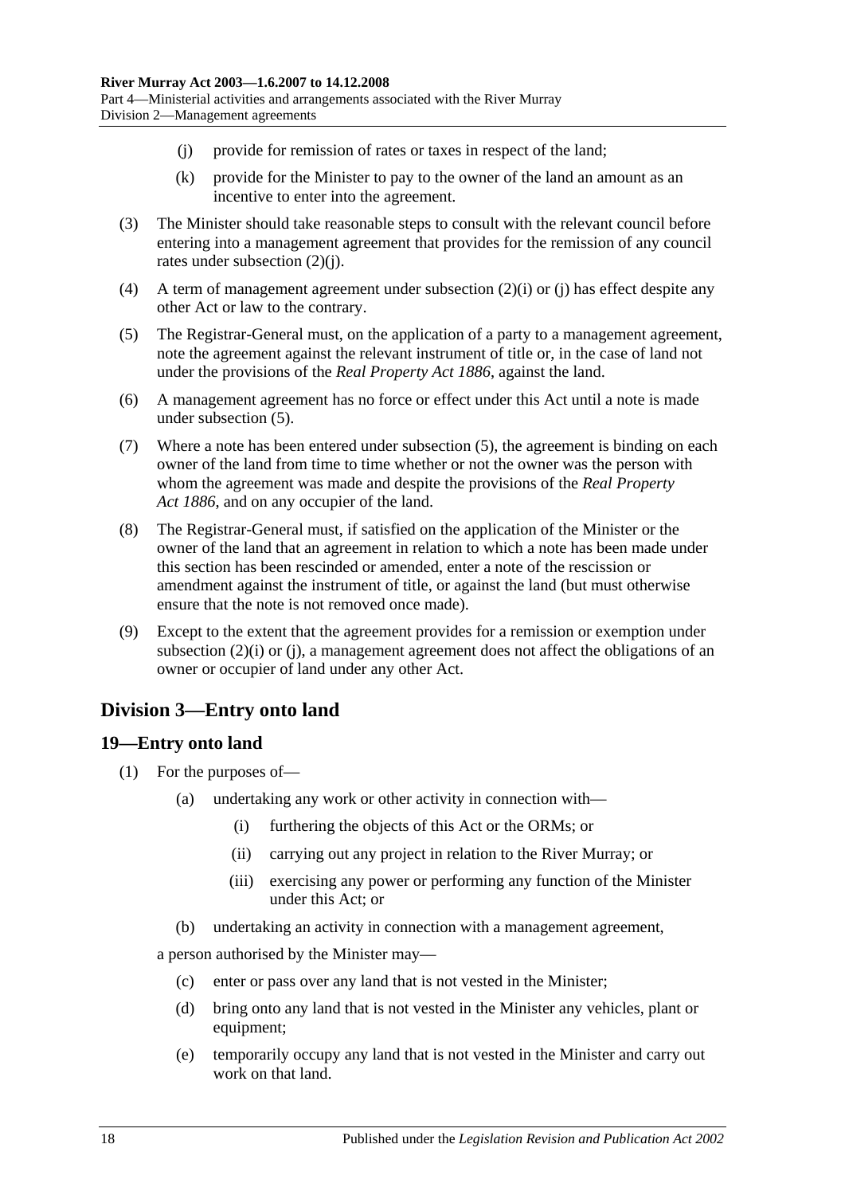(j) provide for remission of rates or taxes in respect of the land;

(k) provide for the Minister to pay to the owner of the land an amount as an incentive to enter into the agreement.

(3) The Minister should take reasonable steps to consult with the relevant council before entering into a management agreement that provides for the remission of any council rates under subsection (2)(j).

(4) A term of management agreement under subsection (2)(i) or (j) has effect despite any other Act or law to the contrary.

(5) The Registrar-General must, on the application of a party to a management agreement, note the agreement against the relevant instrument of title or, in the case of land not under the provisions of the *Real Property Act 1886*, against the land.

(6) A management agreement has no force or effect under this Act until a note is made under subsection (5).

(7) Where a note has been entered under subsection (5), the agreement is binding on each owner of the land from time to time whether or not the owner was the person with whom the agreement was made and despite the provisions of the *Real Property Act 1886*, and on any occupier of the land.

(8) The Registrar-General must, if satisfied on the application of the Minister or the owner of the land that an agreement in relation to which a note has been made under this section has been rescinded or amended, enter a note of the rescission or amendment against the instrument of title, or against the land (but must otherwise ensure that the note is not removed once made).

(9) Except to the extent that the agreement provides for a remission or exemption under subsection (2)(i) or (j), a management agreement does not affect the obligations of an owner or occupier of land under any other Act.

## Division 3—Entry onto land

### 19—Entry onto land

(1) For the purposes of—

(a) undertaking any work or other activity in connection with—

(i) furthering the objects of this Act or the ORMs; or

(ii) carrying out any project in relation to the River Murray; or

(iii) exercising any power or performing any function of the Minister under this Act; or

(b) undertaking an activity in connection with a management agreement,

a person authorised by the Minister may—

(c) enter or pass over any land that is not vested in the Minister;

(d) bring onto any land that is not vested in the Minister any vehicles, plant or equipment;

(e) temporarily occupy any land that is not vested in the Minister and carry out work on that land.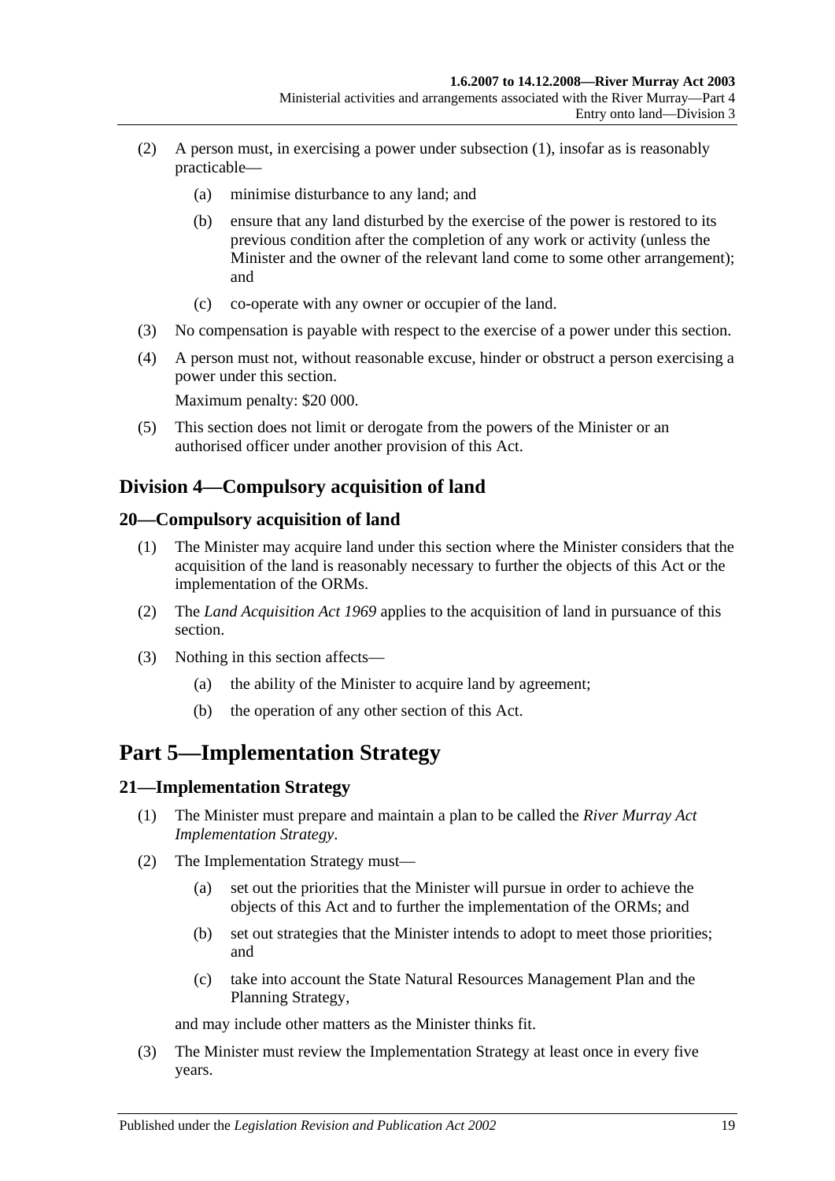(2) A person must, in exercising a power under subsection (1), insofar as is reasonably practicable—

(a) minimise disturbance to any land; and

(b) ensure that any land disturbed by the exercise of the power is restored to its previous condition after the completion of any work or activity (unless the Minister and the owner of the relevant land come to some other arrangement); and

(c) co-operate with any owner or occupier of the land.

(3) No compensation is payable with respect to the exercise of a power under this section.

(4) A person must not, without reasonable excuse, hinder or obstruct a person exercising a power under this section.

Maximum penalty: $20 000.

(5) This section does not limit or derogate from the powers of the Minister or an authorised officer under another provision of this Act.

## Division 4—Compulsory acquisition of land

### 20—Compulsory acquisition of land

(1) The Minister may acquire land under this section where the Minister considers that the acquisition of the land is reasonably necessary to further the objects of this Act or the implementation of the ORMs.

(2) The *Land Acquisition Act 1969* applies to the acquisition of land in pursuance of this section.

(3) Nothing in this section affects—

(a) the ability of the Minister to acquire land by agreement;

(b) the operation of any other section of this Act.

# Part 5—Implementation Strategy

### 21—Implementation Strategy

(1) The Minister must prepare and maintain a plan to be called the *River Murray Act Implementation Strategy*.

(2) The Implementation Strategy must—

(a) set out the priorities that the Minister will pursue in order to achieve the objects of this Act and to further the implementation of the ORMs; and

(b) set out strategies that the Minister intends to adopt to meet those priorities; and

(c) take into account the State Natural Resources Management Plan and the Planning Strategy,

and may include other matters as the Minister thinks fit.

(3) The Minister must review the Implementation Strategy at least once in every five years.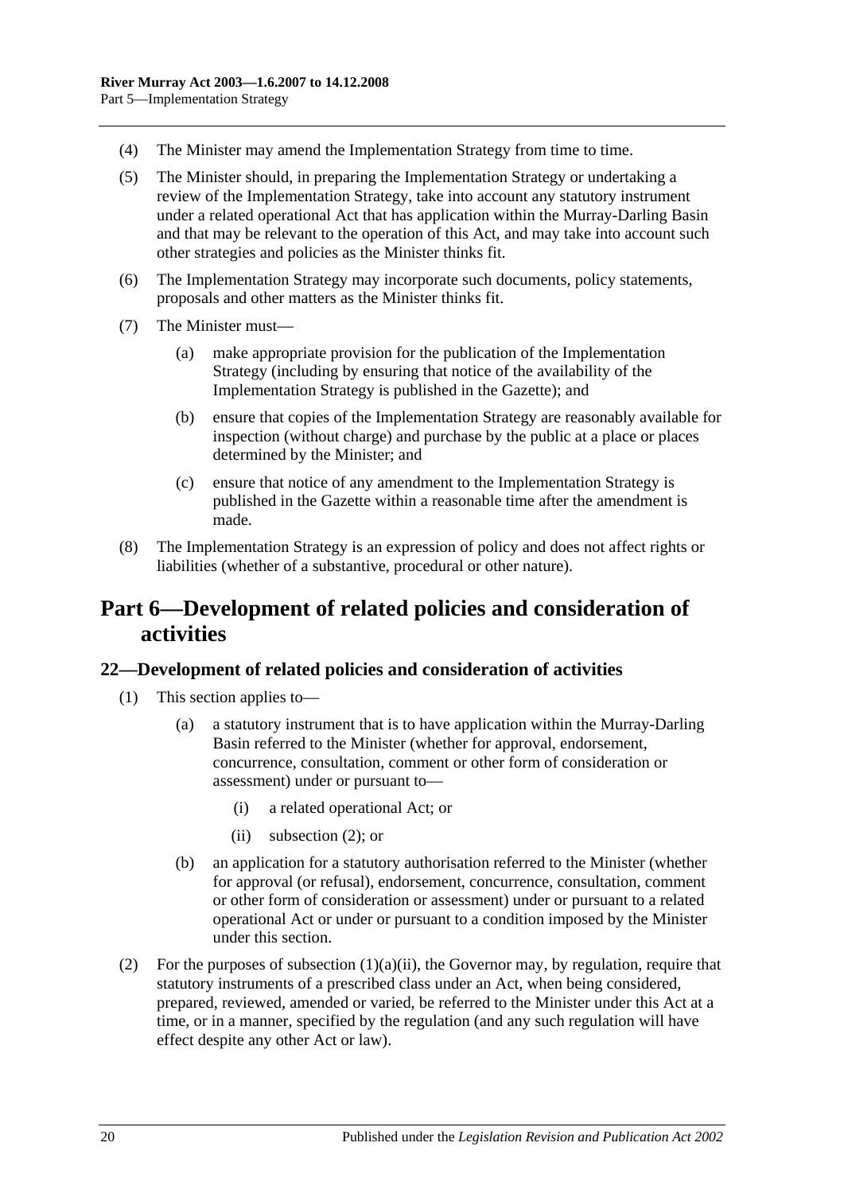(4) The Minister may amend the Implementation Strategy from time to time.

(5) The Minister should, in preparing the Implementation Strategy or undertaking a review of the Implementation Strategy, take into account any statutory instrument under a related operational Act that has application within the Murray-Darling Basin and that may be relevant to the operation of this Act, and may take into account such other strategies and policies as the Minister thinks fit.

(6) The Implementation Strategy may incorporate such documents, policy statements, proposals and other matters as the Minister thinks fit.

(7) The Minister must—

   (a) make appropriate provision for the publication of the Implementation Strategy (including by ensuring that notice of the availability of the Implementation Strategy is published in the Gazette); and

   (b) ensure that copies of the Implementation Strategy are reasonably available for inspection (without charge) and purchase by the public at a place or places determined by the Minister; and

   (c) ensure that notice of any amendment to the Implementation Strategy is published in the Gazette within a reasonable time after the amendment is made.

(8) The Implementation Strategy is an expression of policy and does not affect rights or liabilities (whether of a substantive, procedural or other nature).

# Part 6—Development of related policies and consideration of activities

## 22—Development of related policies and consideration of activities

(1) This section applies to—

   (a) a statutory instrument that is to have application within the Murray-Darling Basin referred to the Minister (whether for approval, endorsement, concurrence, consultation, comment or other form of consideration or assessment) under or pursuant to—

      (i) a related operational Act; or

      (ii) subsection (2); or

   (b) an application for a statutory authorisation referred to the Minister (whether for approval (or refusal), endorsement, concurrence, consultation, comment or other form of consideration or assessment) under or pursuant to a related operational Act or under or pursuant to a condition imposed by the Minister under this section.

(2) For the purposes of subsection (1)(a)(ii), the Governor may, by regulation, require that statutory instruments of a prescribed class under an Act, when being considered, prepared, reviewed, amended or varied, be referred to the Minister under this Act at a time, or in a manner, specified by the regulation (and any such regulation will have effect despite any other Act or law).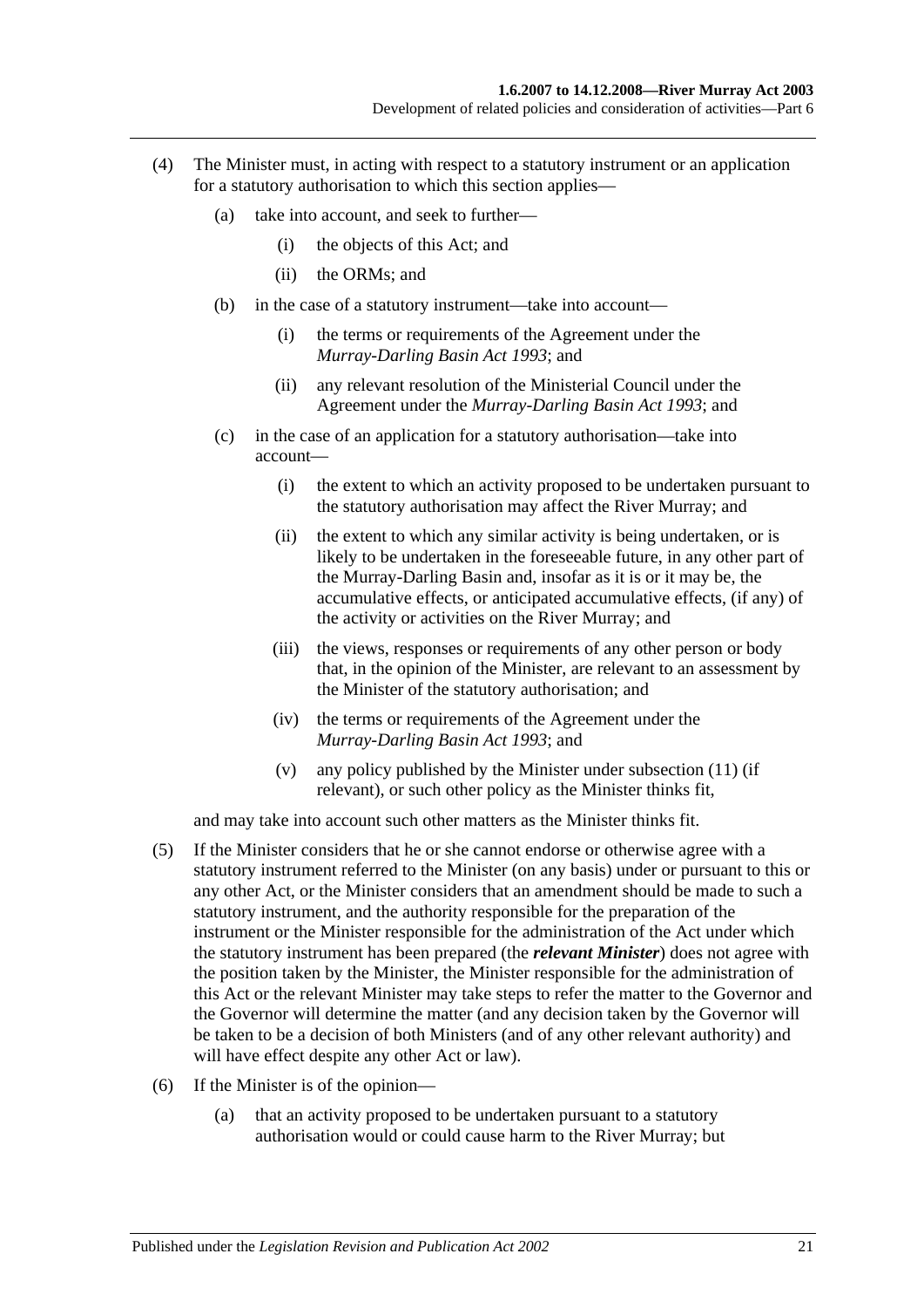(4) The Minister must, in acting with respect to a statutory instrument or an application for a statutory authorisation to which this section applies—

(a) take into account, and seek to further—

(i) the objects of this Act; and

(ii) the ORMs; and

(b) in the case of a statutory instrument—take into account—

(i) the terms or requirements of the Agreement under the *Murray-Darling Basin Act 1993*; and

(ii) any relevant resolution of the Ministerial Council under the Agreement under the *Murray-Darling Basin Act 1993*; and

(c) in the case of an application for a statutory authorisation—take into account—

(i) the extent to which an activity proposed to be undertaken pursuant to the statutory authorisation may affect the River Murray; and

(ii) the extent to which any similar activity is being undertaken, or is likely to be undertaken in the foreseeable future, in any other part of the Murray-Darling Basin and, insofar as it is or it may be, the accumulative effects, or anticipated accumulative effects, (if any) of the activity or activities on the River Murray; and

(iii) the views, responses or requirements of any other person or body that, in the opinion of the Minister, are relevant to an assessment by the Minister of the statutory authorisation; and

(iv) the terms or requirements of the Agreement under the *Murray-Darling Basin Act 1993*; and

(v) any policy published by the Minister under subsection (11) (if relevant), or such other policy as the Minister thinks fit,

and may take into account such other matters as the Minister thinks fit.

(5) If the Minister considers that he or she cannot endorse or otherwise agree with a statutory instrument referred to the Minister (on any basis) under or pursuant to this or any other Act, or the Minister considers that an amendment should be made to such a statutory instrument, and the authority responsible for the preparation of the instrument or the Minister responsible for the administration of the Act under which the statutory instrument has been prepared (the ***relevant Minister***) does not agree with the position taken by the Minister, the Minister responsible for the administration of this Act or the relevant Minister may take steps to refer the matter to the Governor and the Governor will determine the matter (and any decision taken by the Governor will be taken to be a decision of both Ministers (and of any other relevant authority) and will have effect despite any other Act or law).

(6) If the Minister is of the opinion—

(a) that an activity proposed to be undertaken pursuant to a statutory authorisation would or could cause harm to the River Murray; but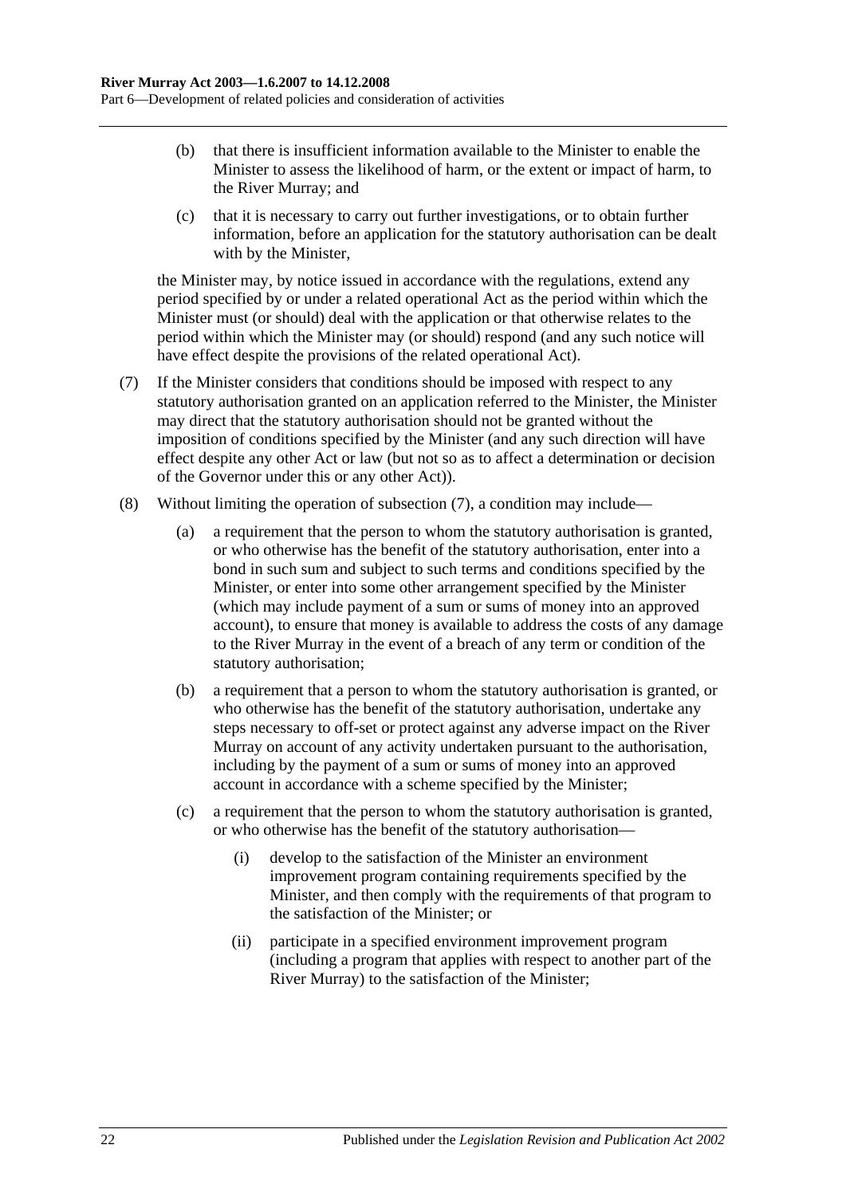(b) that there is insufficient information available to the Minister to enable the Minister to assess the likelihood of harm, or the extent or impact of harm, to the River Murray; and

(c) that it is necessary to carry out further investigations, or to obtain further information, before an application for the statutory authorisation can be dealt with by the Minister,

the Minister may, by notice issued in accordance with the regulations, extend any period specified by or under a related operational Act as the period within which the Minister must (or should) deal with the application or that otherwise relates to the period within which the Minister may (or should) respond (and any such notice will have effect despite the provisions of the related operational Act).

(7) If the Minister considers that conditions should be imposed with respect to any statutory authorisation granted on an application referred to the Minister, the Minister may direct that the statutory authorisation should not be granted without the imposition of conditions specified by the Minister (and any such direction will have effect despite any other Act or law (but not so as to affect a determination or decision of the Governor under this or any other Act)).

(8) Without limiting the operation of subsection (7), a condition may include—

(a) a requirement that the person to whom the statutory authorisation is granted, or who otherwise has the benefit of the statutory authorisation, enter into a bond in such sum and subject to such terms and conditions specified by the Minister, or enter into some other arrangement specified by the Minister (which may include payment of a sum or sums of money into an approved account), to ensure that money is available to address the costs of any damage to the River Murray in the event of a breach of any term or condition of the statutory authorisation;

(b) a requirement that a person to whom the statutory authorisation is granted, or who otherwise has the benefit of the statutory authorisation, undertake any steps necessary to off-set or protect against any adverse impact on the River Murray on account of any activity undertaken pursuant to the authorisation, including by the payment of a sum or sums of money into an approved account in accordance with a scheme specified by the Minister;

(c) a requirement that the person to whom the statutory authorisation is granted, or who otherwise has the benefit of the statutory authorisation—

(i) develop to the satisfaction of the Minister an environment improvement program containing requirements specified by the Minister, and then comply with the requirements of that program to the satisfaction of the Minister; or

(ii) participate in a specified environment improvement program (including a program that applies with respect to another part of the River Murray) to the satisfaction of the Minister;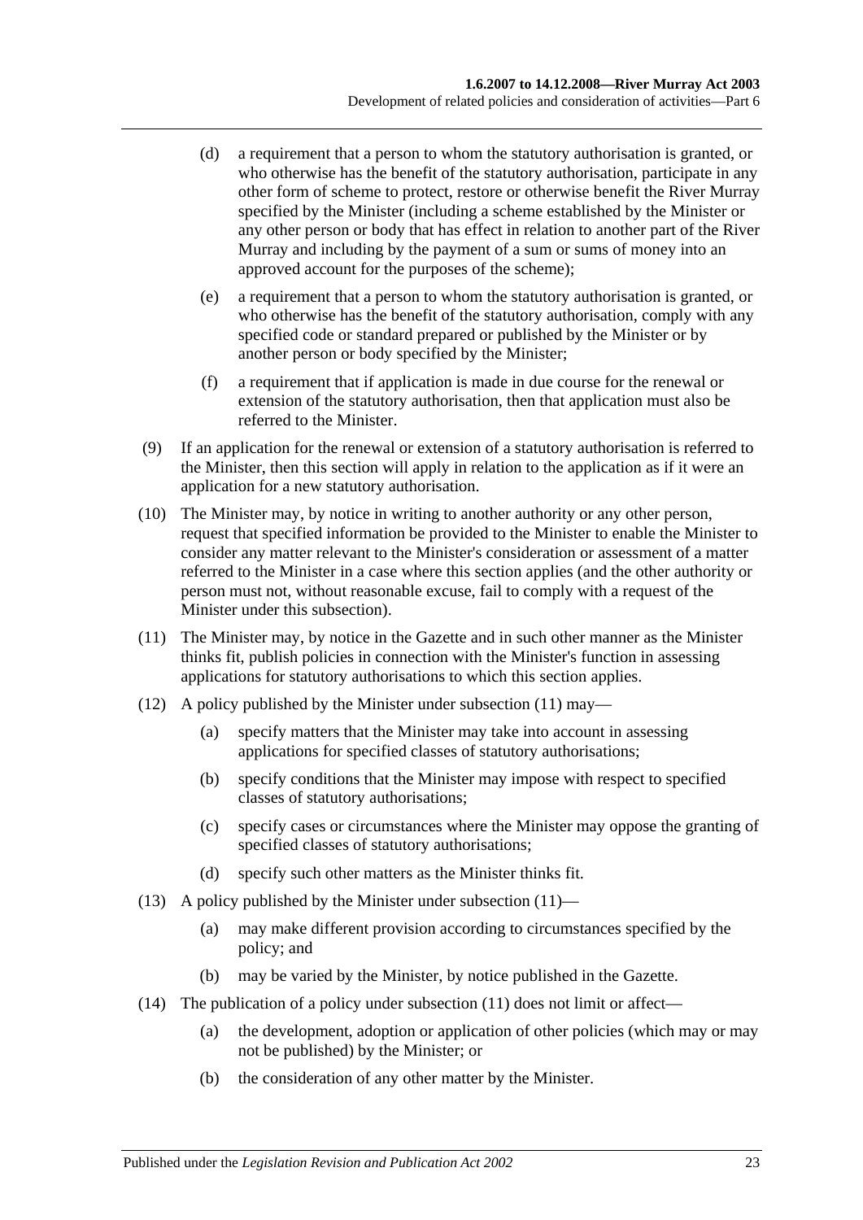(d) a requirement that a person to whom the statutory authorisation is granted, or who otherwise has the benefit of the statutory authorisation, participate in any other form of scheme to protect, restore or otherwise benefit the River Murray specified by the Minister (including a scheme established by the Minister or any other person or body that has effect in relation to another part of the River Murray and including by the payment of a sum or sums of money into an approved account for the purposes of the scheme);

(e) a requirement that a person to whom the statutory authorisation is granted, or who otherwise has the benefit of the statutory authorisation, comply with any specified code or standard prepared or published by the Minister or by another person or body specified by the Minister;

(f) a requirement that if application is made in due course for the renewal or extension of the statutory authorisation, then that application must also be referred to the Minister.

(9) If an application for the renewal or extension of a statutory authorisation is referred to the Minister, then this section will apply in relation to the application as if it were an application for a new statutory authorisation.

(10) The Minister may, by notice in writing to another authority or any other person, request that specified information be provided to the Minister to enable the Minister to consider any matter relevant to the Minister's consideration or assessment of a matter referred to the Minister in a case where this section applies (and the other authority or person must not, without reasonable excuse, fail to comply with a request of the Minister under this subsection).

(11) The Minister may, by notice in the Gazette and in such other manner as the Minister thinks fit, publish policies in connection with the Minister's function in assessing applications for statutory authorisations to which this section applies.

(12) A policy published by the Minister under subsection (11) may—

(a) specify matters that the Minister may take into account in assessing applications for specified classes of statutory authorisations;

(b) specify conditions that the Minister may impose with respect to specified classes of statutory authorisations;

(c) specify cases or circumstances where the Minister may oppose the granting of specified classes of statutory authorisations;

(d) specify such other matters as the Minister thinks fit.

(13) A policy published by the Minister under subsection (11)—

(a) may make different provision according to circumstances specified by the policy; and

(b) may be varied by the Minister, by notice published in the Gazette.

(14) The publication of a policy under subsection (11) does not limit or affect—

(a) the development, adoption or application of other policies (which may or may not be published) by the Minister; or

(b) the consideration of any other matter by the Minister.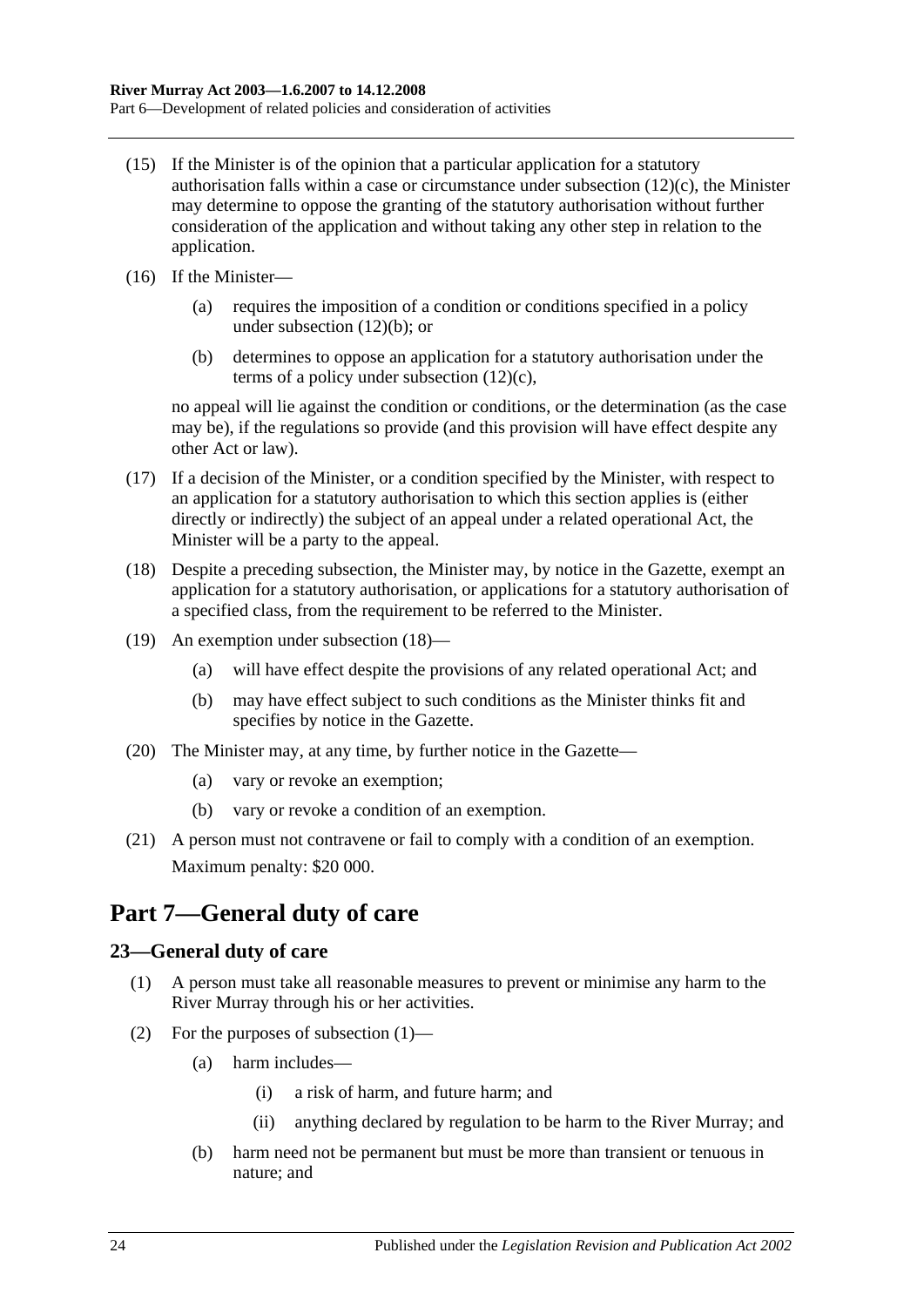(15) If the Minister is of the opinion that a particular application for a statutory authorisation falls within a case or circumstance under subsection (12)(c), the Minister may determine to oppose the granting of the statutory authorisation without further consideration of the application and without taking any other step in relation to the application.

(16) If the Minister—

(a) requires the imposition of a condition or conditions specified in a policy under subsection (12)(b); or

(b) determines to oppose an application for a statutory authorisation under the terms of a policy under subsection (12)(c),

no appeal will lie against the condition or conditions, or the determination (as the case may be), if the regulations so provide (and this provision will have effect despite any other Act or law).

(17) If a decision of the Minister, or a condition specified by the Minister, with respect to an application for a statutory authorisation to which this section applies is (either directly or indirectly) the subject of an appeal under a related operational Act, the Minister will be a party to the appeal.

(18) Despite a preceding subsection, the Minister may, by notice in the Gazette, exempt an application for a statutory authorisation, or applications for a statutory authorisation of a specified class, from the requirement to be referred to the Minister.

(19) An exemption under subsection (18)—

(a) will have effect despite the provisions of any related operational Act; and

(b) may have effect subject to such conditions as the Minister thinks fit and specifies by notice in the Gazette.

(20) The Minister may, at any time, by further notice in the Gazette—

(a) vary or revoke an exemption;

(b) vary or revoke a condition of an exemption.

(21) A person must not contravene or fail to comply with a condition of an exemption.

Maximum penalty: $20 000.

# Part 7—General duty of care

## 23—General duty of care

(1) A person must take all reasonable measures to prevent or minimise any harm to the River Murray through his or her activities.

(2) For the purposes of subsection (1)—

(a) harm includes—

(i) a risk of harm, and future harm; and

(ii) anything declared by regulation to be harm to the River Murray; and

(b) harm need not be permanent but must be more than transient or tenuous in nature; and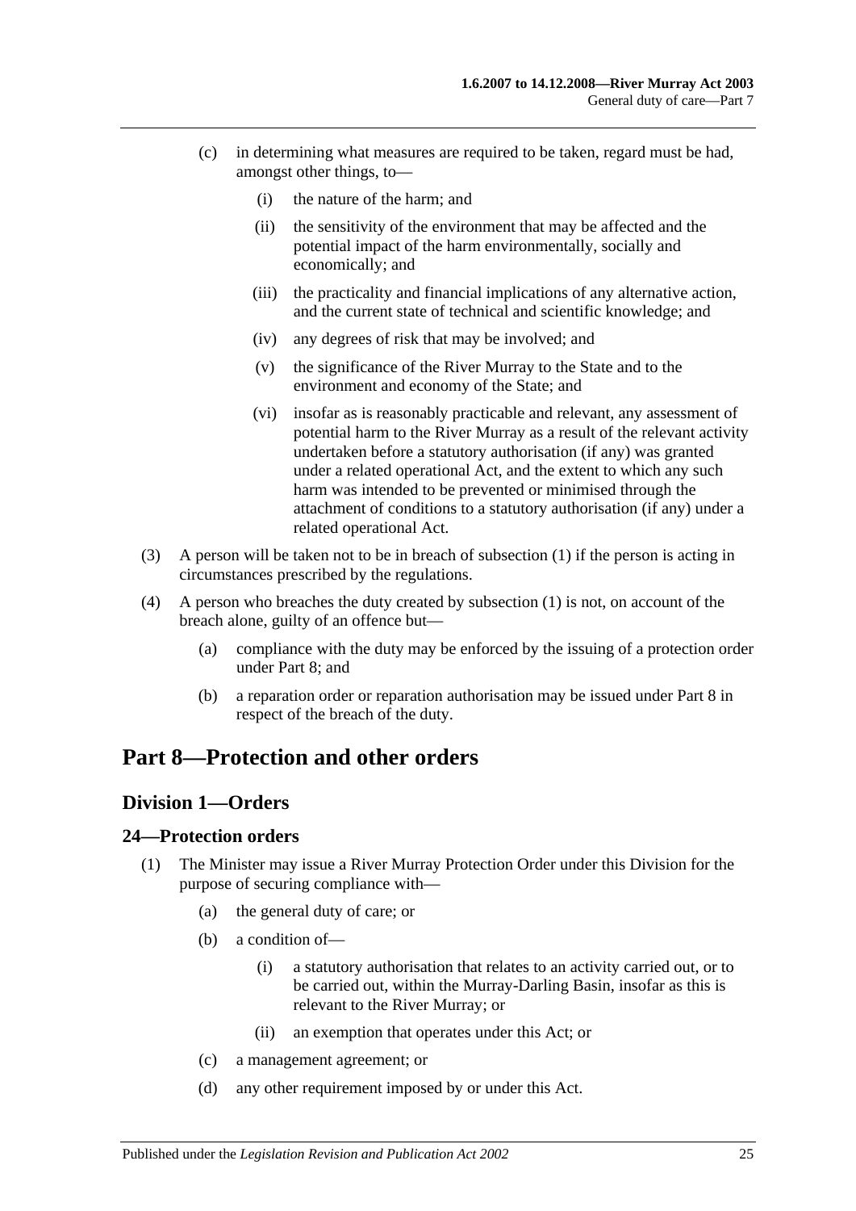(c) in determining what measures are required to be taken, regard must be had, amongst other things, to—

(i) the nature of the harm; and

(ii) the sensitivity of the environment that may be affected and the potential impact of the harm environmentally, socially and economically; and

(iii) the practicality and financial implications of any alternative action, and the current state of technical and scientific knowledge; and

(iv) any degrees of risk that may be involved; and

(v) the significance of the River Murray to the State and to the environment and economy of the State; and

(vi) insofar as is reasonably practicable and relevant, any assessment of potential harm to the River Murray as a result of the relevant activity undertaken before a statutory authorisation (if any) was granted under a related operational Act, and the extent to which any such harm was intended to be prevented or minimised through the attachment of conditions to a statutory authorisation (if any) under a related operational Act.

(3) A person will be taken not to be in breach of subsection (1) if the person is acting in circumstances prescribed by the regulations.

(4) A person who breaches the duty created by subsection (1) is not, on account of the breach alone, guilty of an offence but—

(a) compliance with the duty may be enforced by the issuing of a protection order under Part 8; and

(b) a reparation order or reparation authorisation may be issued under Part 8 in respect of the breach of the duty.

# Part 8—Protection and other orders

## Division 1—Orders

### 24—Protection orders

(1) The Minister may issue a River Murray Protection Order under this Division for the purpose of securing compliance with—

(a) the general duty of care; or

(b) a condition of—

(i) a statutory authorisation that relates to an activity carried out, or to be carried out, within the Murray-Darling Basin, insofar as this is relevant to the River Murray; or

(ii) an exemption that operates under this Act; or

(c) a management agreement; or

(d) any other requirement imposed by or under this Act.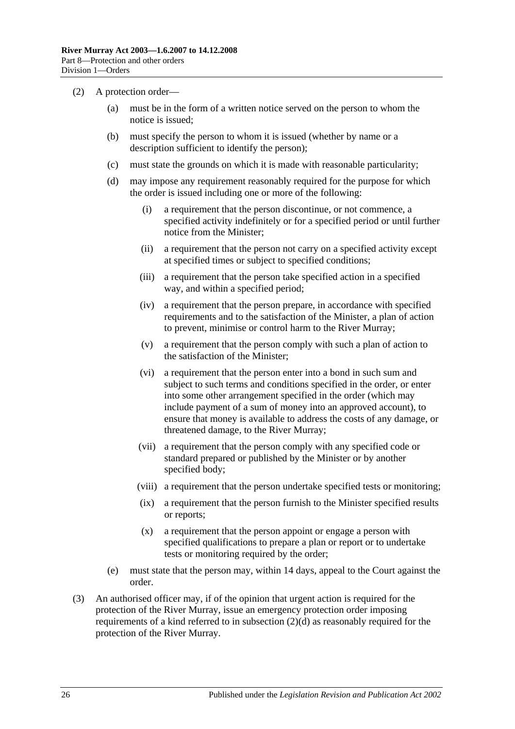(2) A protection order—

(a) must be in the form of a written notice served on the person to whom the notice is issued;

(b) must specify the person to whom it is issued (whether by name or a description sufficient to identify the person);

(c) must state the grounds on which it is made with reasonable particularity;

(d) may impose any requirement reasonably required for the purpose for which the order is issued including one or more of the following:

(i) a requirement that the person discontinue, or not commence, a specified activity indefinitely or for a specified period or until further notice from the Minister;

(ii) a requirement that the person not carry on a specified activity except at specified times or subject to specified conditions;

(iii) a requirement that the person take specified action in a specified way, and within a specified period;

(iv) a requirement that the person prepare, in accordance with specified requirements and to the satisfaction of the Minister, a plan of action to prevent, minimise or control harm to the River Murray;

(v) a requirement that the person comply with such a plan of action to the satisfaction of the Minister;

(vi) a requirement that the person enter into a bond in such sum and subject to such terms and conditions specified in the order, or enter into some other arrangement specified in the order (which may include payment of a sum of money into an approved account), to ensure that money is available to address the costs of any damage, or threatened damage, to the River Murray;

(vii) a requirement that the person comply with any specified code or standard prepared or published by the Minister or by another specified body;

(viii) a requirement that the person undertake specified tests or monitoring;

(ix) a requirement that the person furnish to the Minister specified results or reports;

(x) a requirement that the person appoint or engage a person with specified qualifications to prepare a plan or report or to undertake tests or monitoring required by the order;

(e) must state that the person may, within 14 days, appeal to the Court against the order.

(3) An authorised officer may, if of the opinion that urgent action is required for the protection of the River Murray, issue an emergency protection order imposing requirements of a kind referred to in subsection (2)(d) as reasonably required for the protection of the River Murray.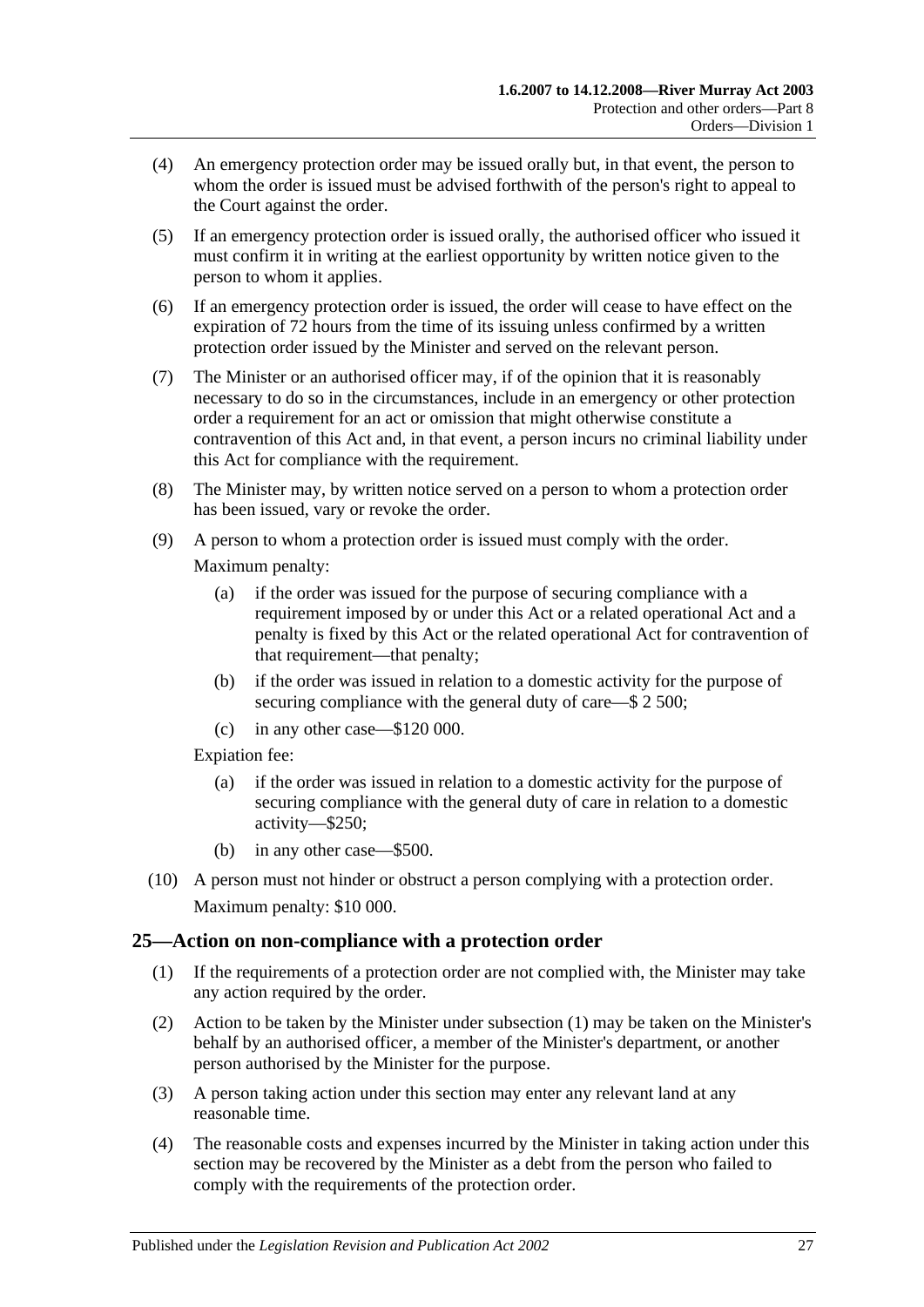(4) An emergency protection order may be issued orally but, in that event, the person to whom the order is issued must be advised forthwith of the person's right to appeal to the Court against the order.

(5) If an emergency protection order is issued orally, the authorised officer who issued it must confirm it in writing at the earliest opportunity by written notice given to the person to whom it applies.

(6) If an emergency protection order is issued, the order will cease to have effect on the expiration of 72 hours from the time of its issuing unless confirmed by a written protection order issued by the Minister and served on the relevant person.

(7) The Minister or an authorised officer may, if of the opinion that it is reasonably necessary to do so in the circumstances, include in an emergency or other protection order a requirement for an act or omission that might otherwise constitute a contravention of this Act and, in that event, a person incurs no criminal liability under this Act for compliance with the requirement.

(8) The Minister may, by written notice served on a person to whom a protection order has been issued, vary or revoke the order.

(9) A person to whom a protection order is issued must comply with the order.

Maximum penalty:

(a) if the order was issued for the purpose of securing compliance with a requirement imposed by or under this Act or a related operational Act and a penalty is fixed by this Act or the related operational Act for contravention of that requirement—that penalty;

(b) if the order was issued in relation to a domestic activity for the purpose of securing compliance with the general duty of care—$ 2 500;

(c) in any other case—$120 000.

Expiation fee:

(a) if the order was issued in relation to a domestic activity for the purpose of securing compliance with the general duty of care in relation to a domestic activity—$250;

(b) in any other case—$500.

(10) A person must not hinder or obstruct a person complying with a protection order.

Maximum penalty: $10 000.

## 25—Action on non-compliance with a protection order

(1) If the requirements of a protection order are not complied with, the Minister may take any action required by the order.

(2) Action to be taken by the Minister under subsection (1) may be taken on the Minister's behalf by an authorised officer, a member of the Minister's department, or another person authorised by the Minister for the purpose.

(3) A person taking action under this section may enter any relevant land at any reasonable time.

(4) The reasonable costs and expenses incurred by the Minister in taking action under this section may be recovered by the Minister as a debt from the person who failed to comply with the requirements of the protection order.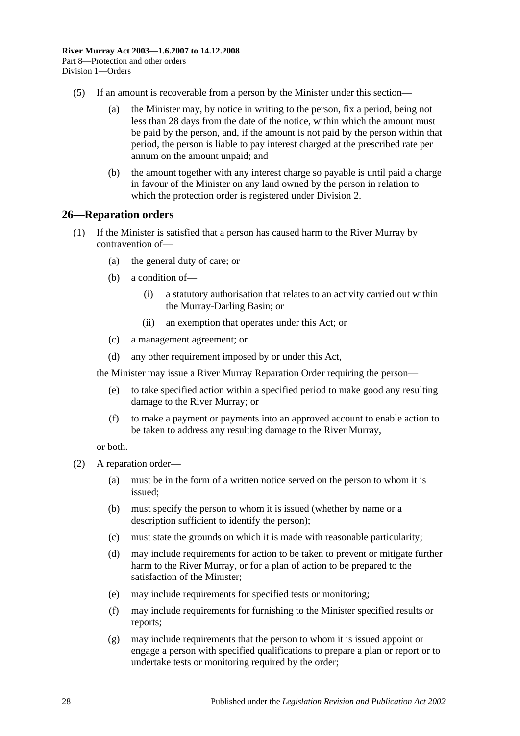(5) If an amount is recoverable from a person by the Minister under this section—

(a) the Minister may, by notice in writing to the person, fix a period, being not less than 28 days from the date of the notice, within which the amount must be paid by the person, and, if the amount is not paid by the person within that period, the person is liable to pay interest charged at the prescribed rate per annum on the amount unpaid; and

(b) the amount together with any interest charge so payable is until paid a charge in favour of the Minister on any land owned by the person in relation to which the protection order is registered under Division 2.

## 26—Reparation orders

(1) If the Minister is satisfied that a person has caused harm to the River Murray by contravention of—

(a) the general duty of care; or

(b) a condition of—

(i) a statutory authorisation that relates to an activity carried out within the Murray-Darling Basin; or

(ii) an exemption that operates under this Act; or

(c) a management agreement; or

(d) any other requirement imposed by or under this Act,

the Minister may issue a River Murray Reparation Order requiring the person—

(e) to take specified action within a specified period to make good any resulting damage to the River Murray; or

(f) to make a payment or payments into an approved account to enable action to be taken to address any resulting damage to the River Murray,

or both.

(2) A reparation order—

(a) must be in the form of a written notice served on the person to whom it is issued;

(b) must specify the person to whom it is issued (whether by name or a description sufficient to identify the person);

(c) must state the grounds on which it is made with reasonable particularity;

(d) may include requirements for action to be taken to prevent or mitigate further harm to the River Murray, or for a plan of action to be prepared to the satisfaction of the Minister;

(e) may include requirements for specified tests or monitoring;

(f) may include requirements for furnishing to the Minister specified results or reports;

(g) may include requirements that the person to whom it is issued appoint or engage a person with specified qualifications to prepare a plan or report or to undertake tests or monitoring required by the order;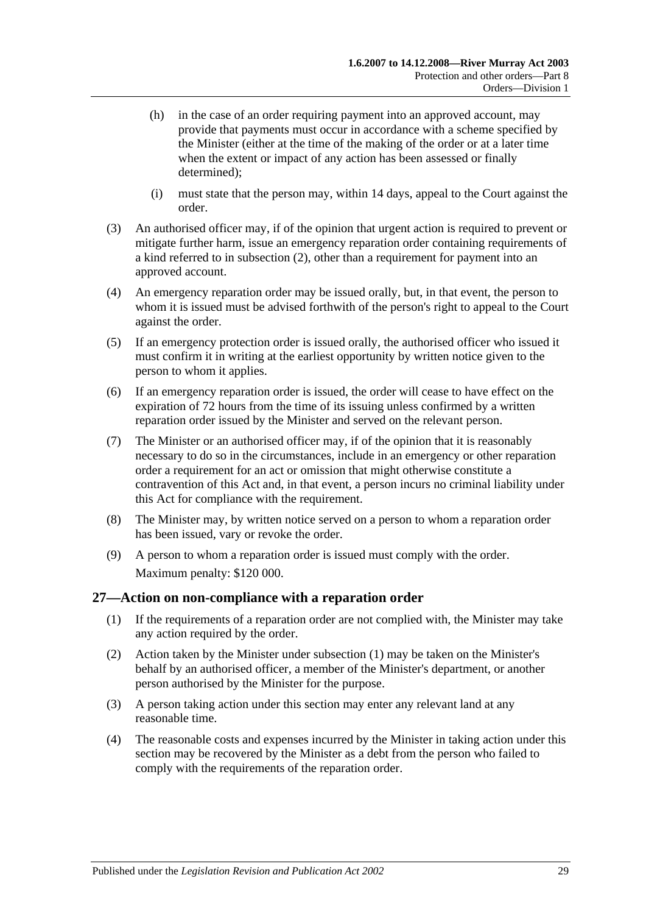(h) in the case of an order requiring payment into an approved account, may provide that payments must occur in accordance with a scheme specified by the Minister (either at the time of the making of the order or at a later time when the extent or impact of any action has been assessed or finally determined);

(i) must state that the person may, within 14 days, appeal to the Court against the order.

(3) An authorised officer may, if of the opinion that urgent action is required to prevent or mitigate further harm, issue an emergency reparation order containing requirements of a kind referred to in subsection (2), other than a requirement for payment into an approved account.

(4) An emergency reparation order may be issued orally, but, in that event, the person to whom it is issued must be advised forthwith of the person's right to appeal to the Court against the order.

(5) If an emergency protection order is issued orally, the authorised officer who issued it must confirm it in writing at the earliest opportunity by written notice given to the person to whom it applies.

(6) If an emergency reparation order is issued, the order will cease to have effect on the expiration of 72 hours from the time of its issuing unless confirmed by a written reparation order issued by the Minister and served on the relevant person.

(7) The Minister or an authorised officer may, if of the opinion that it is reasonably necessary to do so in the circumstances, include in an emergency or other reparation order a requirement for an act or omission that might otherwise constitute a contravention of this Act and, in that event, a person incurs no criminal liability under this Act for compliance with the requirement.

(8) The Minister may, by written notice served on a person to whom a reparation order has been issued, vary or revoke the order.

(9) A person to whom a reparation order is issued must comply with the order.

Maximum penalty: $120 000.

## 27—Action on non-compliance with a reparation order

(1) If the requirements of a reparation order are not complied with, the Minister may take any action required by the order.

(2) Action taken by the Minister under subsection (1) may be taken on the Minister's behalf by an authorised officer, a member of the Minister's department, or another person authorised by the Minister for the purpose.

(3) A person taking action under this section may enter any relevant land at any reasonable time.

(4) The reasonable costs and expenses incurred by the Minister in taking action under this section may be recovered by the Minister as a debt from the person who failed to comply with the requirements of the reparation order.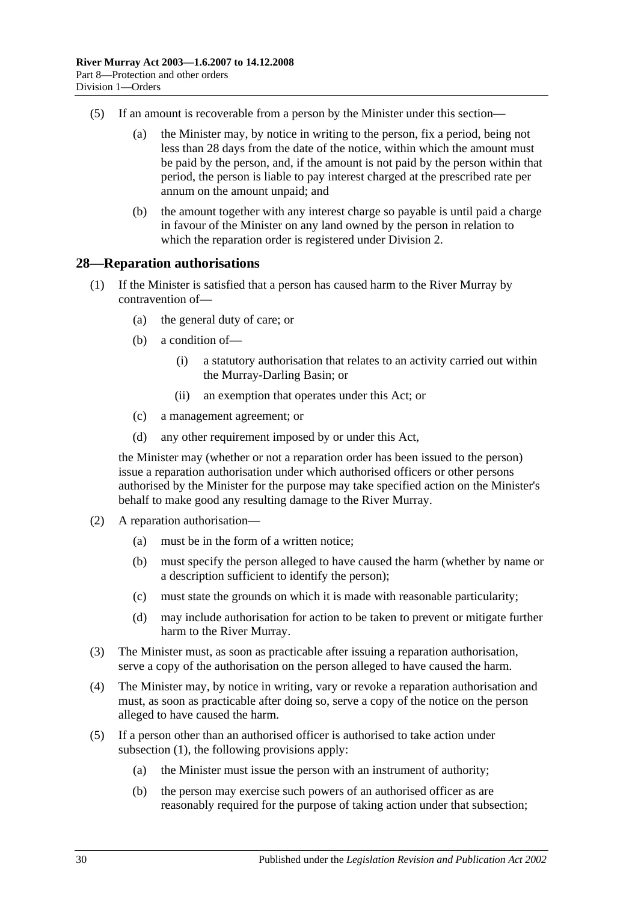(5) If an amount is recoverable from a person by the Minister under this section—

(a) the Minister may, by notice in writing to the person, fix a period, being not less than 28 days from the date of the notice, within which the amount must be paid by the person, and, if the amount is not paid by the person within that period, the person is liable to pay interest charged at the prescribed rate per annum on the amount unpaid; and

(b) the amount together with any interest charge so payable is until paid a charge in favour of the Minister on any land owned by the person in relation to which the reparation order is registered under Division 2.

## 28—Reparation authorisations

(1) If the Minister is satisfied that a person has caused harm to the River Murray by contravention of—

(a) the general duty of care; or

(b) a condition of—

(i) a statutory authorisation that relates to an activity carried out within the Murray-Darling Basin; or

(ii) an exemption that operates under this Act; or

(c) a management agreement; or

(d) any other requirement imposed by or under this Act,

the Minister may (whether or not a reparation order has been issued to the person) issue a reparation authorisation under which authorised officers or other persons authorised by the Minister for the purpose may take specified action on the Minister's behalf to make good any resulting damage to the River Murray.

(2) A reparation authorisation—

(a) must be in the form of a written notice;

(b) must specify the person alleged to have caused the harm (whether by name or a description sufficient to identify the person);

(c) must state the grounds on which it is made with reasonable particularity;

(d) may include authorisation for action to be taken to prevent or mitigate further harm to the River Murray.

(3) The Minister must, as soon as practicable after issuing a reparation authorisation, serve a copy of the authorisation on the person alleged to have caused the harm.

(4) The Minister may, by notice in writing, vary or revoke a reparation authorisation and must, as soon as practicable after doing so, serve a copy of the notice on the person alleged to have caused the harm.

(5) If a person other than an authorised officer is authorised to take action under subsection (1), the following provisions apply:

(a) the Minister must issue the person with an instrument of authority;

(b) the person may exercise such powers of an authorised officer as are reasonably required for the purpose of taking action under that subsection;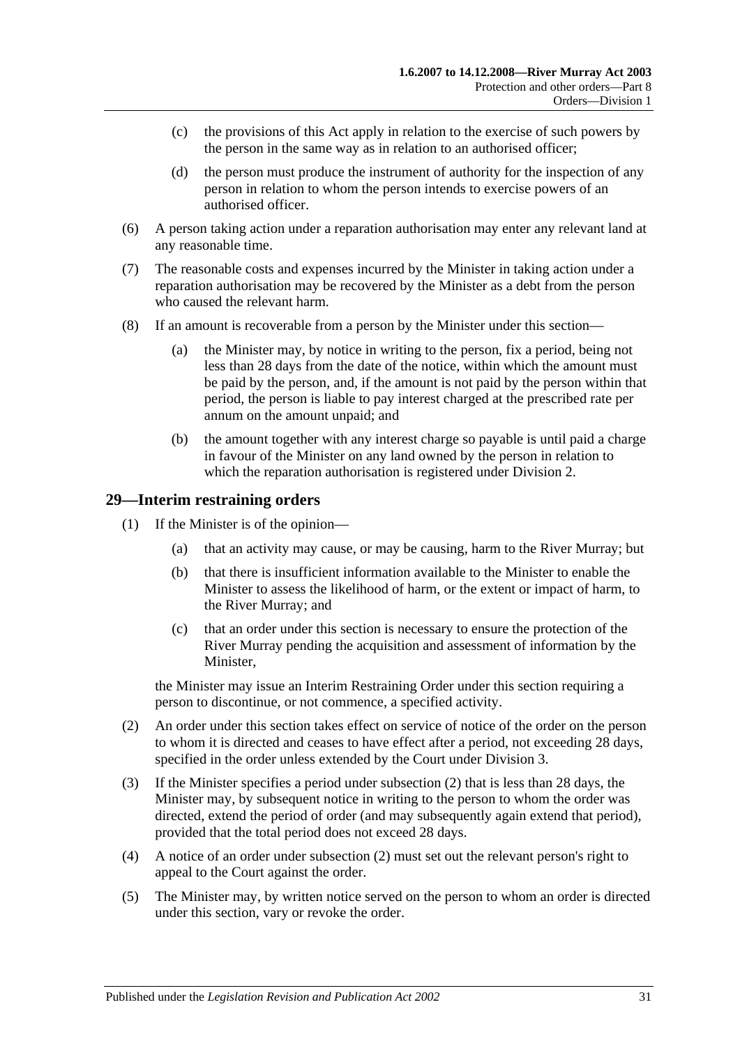(c) the provisions of this Act apply in relation to the exercise of such powers by the person in the same way as in relation to an authorised officer;

(d) the person must produce the instrument of authority for the inspection of any person in relation to whom the person intends to exercise powers of an authorised officer.

(6) A person taking action under a reparation authorisation may enter any relevant land at any reasonable time.

(7) The reasonable costs and expenses incurred by the Minister in taking action under a reparation authorisation may be recovered by the Minister as a debt from the person who caused the relevant harm.

(8) If an amount is recoverable from a person by the Minister under this section—

(a) the Minister may, by notice in writing to the person, fix a period, being not less than 28 days from the date of the notice, within which the amount must be paid by the person, and, if the amount is not paid by the person within that period, the person is liable to pay interest charged at the prescribed rate per annum on the amount unpaid; and

(b) the amount together with any interest charge so payable is until paid a charge in favour of the Minister on any land owned by the person in relation to which the reparation authorisation is registered under Division 2.

## 29—Interim restraining orders

(1) If the Minister is of the opinion—

(a) that an activity may cause, or may be causing, harm to the River Murray; but

(b) that there is insufficient information available to the Minister to enable the Minister to assess the likelihood of harm, or the extent or impact of harm, to the River Murray; and

(c) that an order under this section is necessary to ensure the protection of the River Murray pending the acquisition and assessment of information by the Minister,

the Minister may issue an Interim Restraining Order under this section requiring a person to discontinue, or not commence, a specified activity.

(2) An order under this section takes effect on service of notice of the order on the person to whom it is directed and ceases to have effect after a period, not exceeding 28 days, specified in the order unless extended by the Court under Division 3.

(3) If the Minister specifies a period under subsection (2) that is less than 28 days, the Minister may, by subsequent notice in writing to the person to whom the order was directed, extend the period of order (and may subsequently again extend that period), provided that the total period does not exceed 28 days.

(4) A notice of an order under subsection (2) must set out the relevant person's right to appeal to the Court against the order.

(5) The Minister may, by written notice served on the person to whom an order is directed under this section, vary or revoke the order.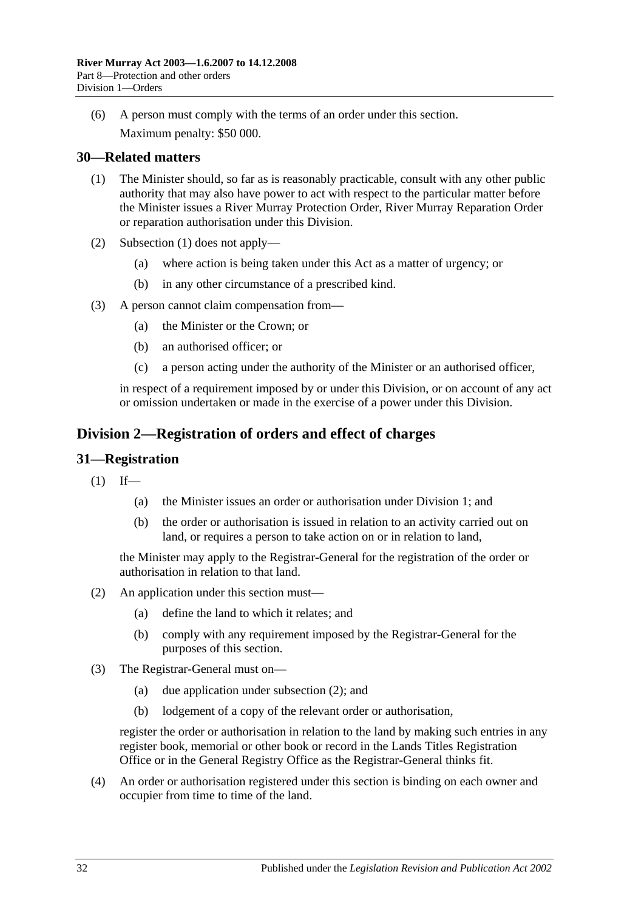(6) A person must comply with the terms of an order under this section.

Maximum penalty: $50 000.

## 30—Related matters

(1) The Minister should, so far as is reasonably practicable, consult with any other public authority that may also have power to act with respect to the particular matter before the Minister issues a River Murray Protection Order, River Murray Reparation Order or reparation authorisation under this Division.

(2) Subsection (1) does not apply—

(a) where action is being taken under this Act as a matter of urgency; or

(b) in any other circumstance of a prescribed kind.

(3) A person cannot claim compensation from—

(a) the Minister or the Crown; or

(b) an authorised officer; or

(c) a person acting under the authority of the Minister or an authorised officer,

in respect of a requirement imposed by or under this Division, or on account of any act or omission undertaken or made in the exercise of a power under this Division.

# Division 2—Registration of orders and effect of charges

## 31—Registration

(1) If—

(a) the Minister issues an order or authorisation under Division 1; and

(b) the order or authorisation is issued in relation to an activity carried out on land, or requires a person to take action on or in relation to land,

the Minister may apply to the Registrar-General for the registration of the order or authorisation in relation to that land.

(2) An application under this section must—

(a) define the land to which it relates; and

(b) comply with any requirement imposed by the Registrar-General for the purposes of this section.

(3) The Registrar-General must on—

(a) due application under subsection (2); and

(b) lodgement of a copy of the relevant order or authorisation,

register the order or authorisation in relation to the land by making such entries in any register book, memorial or other book or record in the Lands Titles Registration Office or in the General Registry Office as the Registrar-General thinks fit.

(4) An order or authorisation registered under this section is binding on each owner and occupier from time to time of the land.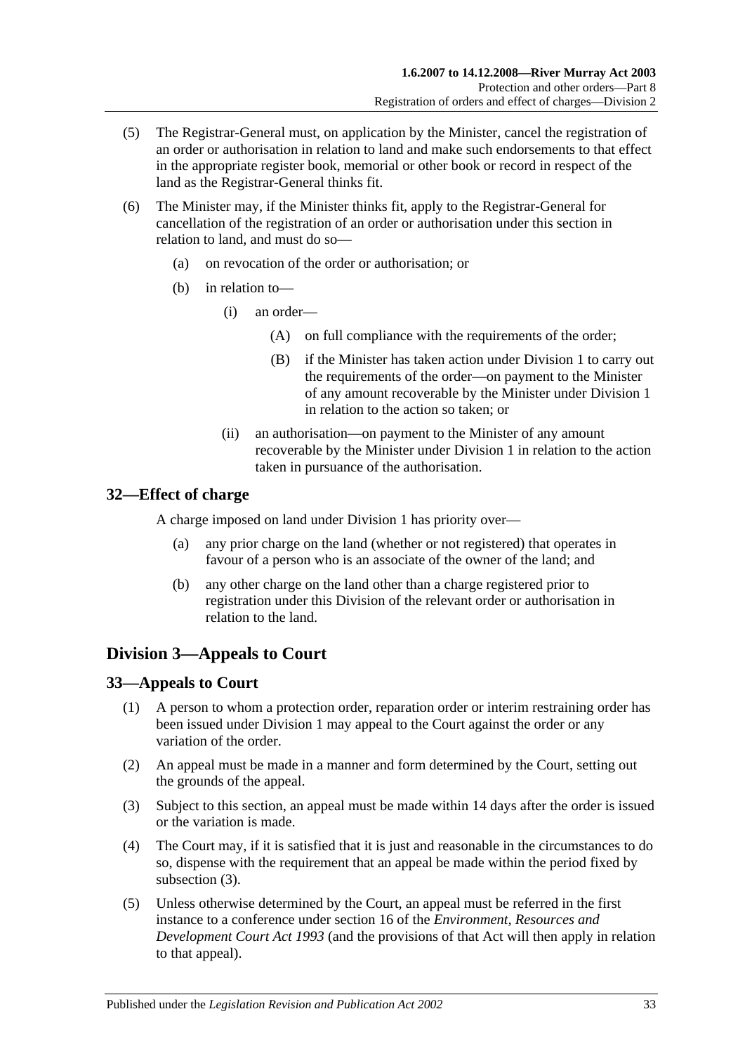(5) The Registrar-General must, on application by the Minister, cancel the registration of an order or authorisation in relation to land and make such endorsements to that effect in the appropriate register book, memorial or other book or record in respect of the land as the Registrar-General thinks fit.

(6) The Minister may, if the Minister thinks fit, apply to the Registrar-General for cancellation of the registration of an order or authorisation under this section in relation to land, and must do so—

(a) on revocation of the order or authorisation; or

(b) in relation to—

(i) an order—

(A) on full compliance with the requirements of the order;

(B) if the Minister has taken action under Division 1 to carry out the requirements of the order—on payment to the Minister of any amount recoverable by the Minister under Division 1 in relation to the action so taken; or

(ii) an authorisation—on payment to the Minister of any amount recoverable by the Minister under Division 1 in relation to the action taken in pursuance of the authorisation.

## 32—Effect of charge

A charge imposed on land under Division 1 has priority over—

(a) any prior charge on the land (whether or not registered) that operates in favour of a person who is an associate of the owner of the land; and

(b) any other charge on the land other than a charge registered prior to registration under this Division of the relevant order or authorisation in relation to the land.

# Division 3—Appeals to Court

## 33—Appeals to Court

(1) A person to whom a protection order, reparation order or interim restraining order has been issued under Division 1 may appeal to the Court against the order or any variation of the order.

(2) An appeal must be made in a manner and form determined by the Court, setting out the grounds of the appeal.

(3) Subject to this section, an appeal must be made within 14 days after the order is issued or the variation is made.

(4) The Court may, if it is satisfied that it is just and reasonable in the circumstances to do so, dispense with the requirement that an appeal be made within the period fixed by subsection (3).

(5) Unless otherwise determined by the Court, an appeal must be referred in the first instance to a conference under section 16 of the *Environment, Resources and Development Court Act 1993* (and the provisions of that Act will then apply in relation to that appeal).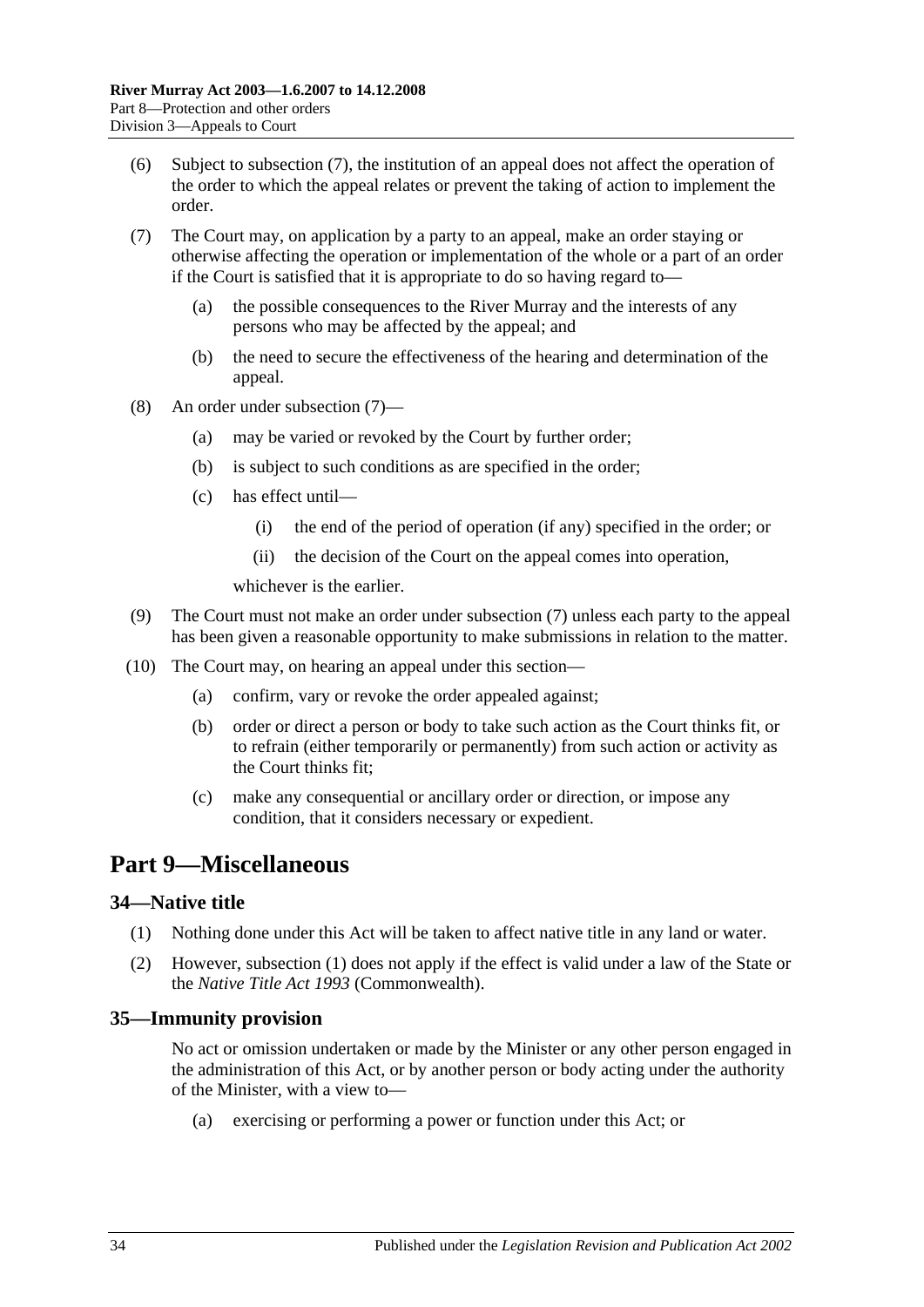(6) Subject to subsection (7), the institution of an appeal does not affect the operation of the order to which the appeal relates or prevent the taking of action to implement the order.

(7) The Court may, on application by a party to an appeal, make an order staying or otherwise affecting the operation or implementation of the whole or a part of an order if the Court is satisfied that it is appropriate to do so having regard to—

(a) the possible consequences to the River Murray and the interests of any persons who may be affected by the appeal; and

(b) the need to secure the effectiveness of the hearing and determination of the appeal.

(8) An order under subsection (7)—

(a) may be varied or revoked by the Court by further order;

(b) is subject to such conditions as are specified in the order;

(c) has effect until—

(i) the end of the period of operation (if any) specified in the order; or

(ii) the decision of the Court on the appeal comes into operation,

whichever is the earlier.

(9) The Court must not make an order under subsection (7) unless each party to the appeal has been given a reasonable opportunity to make submissions in relation to the matter.

(10) The Court may, on hearing an appeal under this section—

(a) confirm, vary or revoke the order appealed against;

(b) order or direct a person or body to take such action as the Court thinks fit, or to refrain (either temporarily or permanently) from such action or activity as the Court thinks fit;

(c) make any consequential or ancillary order or direction, or impose any condition, that it considers necessary or expedient.

# Part 9—Miscellaneous

## 34—Native title

(1) Nothing done under this Act will be taken to affect native title in any land or water.

(2) However, subsection (1) does not apply if the effect is valid under a law of the State or the *Native Title Act 1993* (Commonwealth).

## 35—Immunity provision

No act or omission undertaken or made by the Minister or any other person engaged in the administration of this Act, or by another person or body acting under the authority of the Minister, with a view to—

(a) exercising or performing a power or function under this Act; or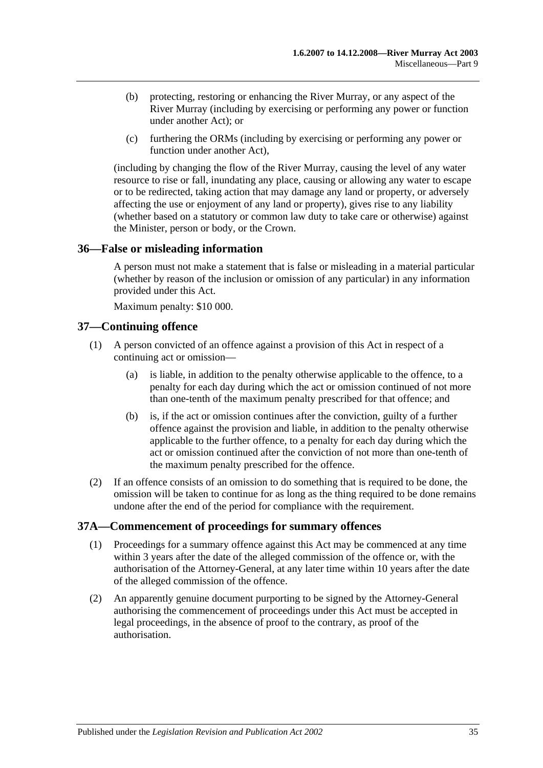(b) protecting, restoring or enhancing the River Murray, or any aspect of the River Murray (including by exercising or performing any power or function under another Act); or

(c) furthering the ORMs (including by exercising or performing any power or function under another Act),

(including by changing the flow of the River Murray, causing the level of any water resource to rise or fall, inundating any place, causing or allowing any water to escape or to be redirected, taking action that may damage any land or property, or adversely affecting the use or enjoyment of any land or property), gives rise to any liability (whether based on a statutory or common law duty to take care or otherwise) against the Minister, person or body, or the Crown.

## 36—False or misleading information

A person must not make a statement that is false or misleading in a material particular (whether by reason of the inclusion or omission of any particular) in any information provided under this Act.

Maximum penalty: $10 000.

## 37—Continuing offence

(1) A person convicted of an offence against a provision of this Act in respect of a continuing act or omission—

(a) is liable, in addition to the penalty otherwise applicable to the offence, to a penalty for each day during which the act or omission continued of not more than one-tenth of the maximum penalty prescribed for that offence; and

(b) is, if the act or omission continues after the conviction, guilty of a further offence against the provision and liable, in addition to the penalty otherwise applicable to the further offence, to a penalty for each day during which the act or omission continued after the conviction of not more than one-tenth of the maximum penalty prescribed for the offence.

(2) If an offence consists of an omission to do something that is required to be done, the omission will be taken to continue for as long as the thing required to be done remains undone after the end of the period for compliance with the requirement.

## 37A—Commencement of proceedings for summary offences

(1) Proceedings for a summary offence against this Act may be commenced at any time within 3 years after the date of the alleged commission of the offence or, with the authorisation of the Attorney-General, at any later time within 10 years after the date of the alleged commission of the offence.

(2) An apparently genuine document purporting to be signed by the Attorney-General authorising the commencement of proceedings under this Act must be accepted in legal proceedings, in the absence of proof to the contrary, as proof of the authorisation.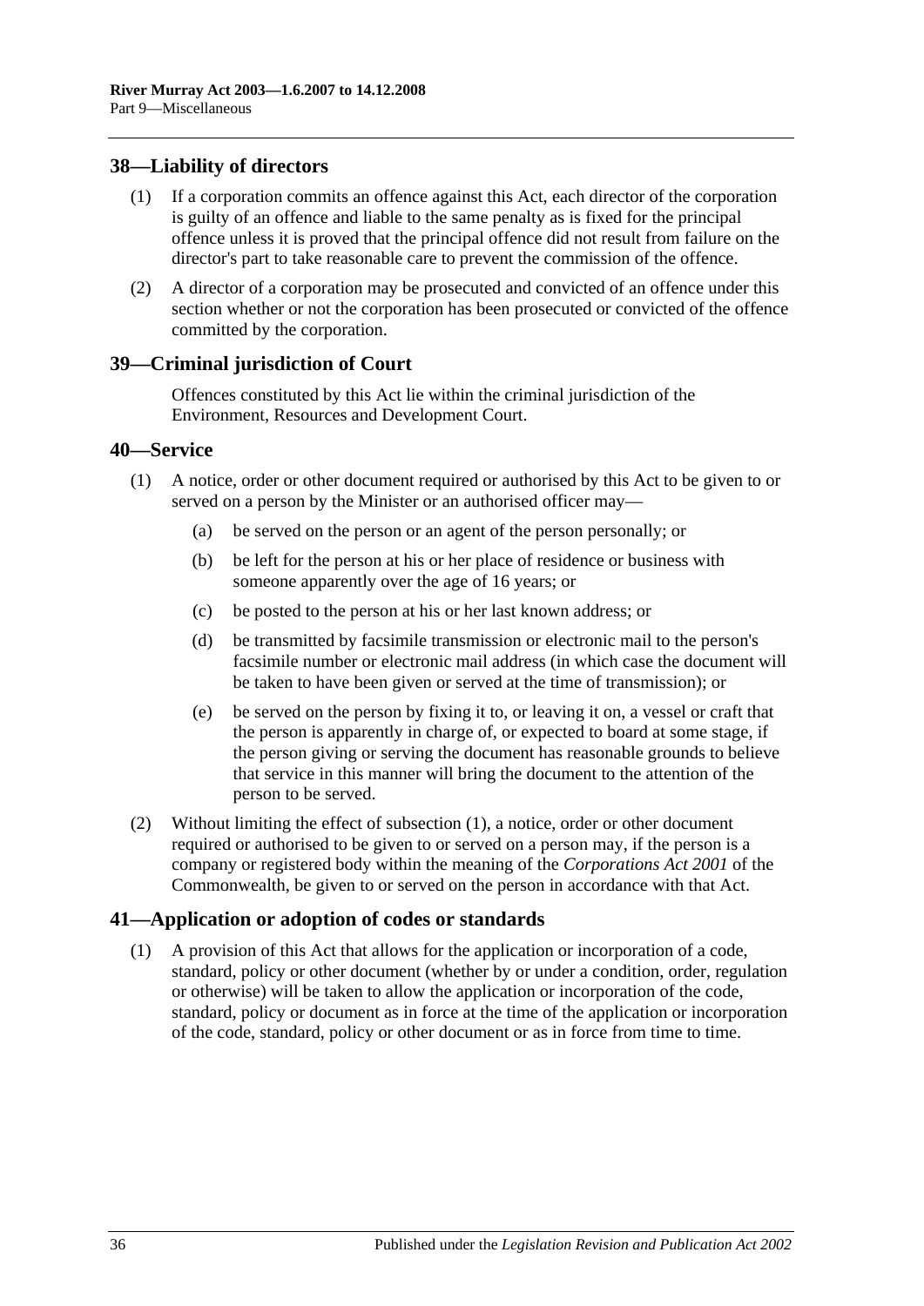## 38—Liability of directors

(1) If a corporation commits an offence against this Act, each director of the corporation is guilty of an offence and liable to the same penalty as is fixed for the principal offence unless it is proved that the principal offence did not result from failure on the director's part to take reasonable care to prevent the commission of the offence.

(2) A director of a corporation may be prosecuted and convicted of an offence under this section whether or not the corporation has been prosecuted or convicted of the offence committed by the corporation.

## 39—Criminal jurisdiction of Court

Offences constituted by this Act lie within the criminal jurisdiction of the Environment, Resources and Development Court.

## 40—Service

(1) A notice, order or other document required or authorised by this Act to be given to or served on a person by the Minister or an authorised officer may—

(a) be served on the person or an agent of the person personally; or

(b) be left for the person at his or her place of residence or business with someone apparently over the age of 16 years; or

(c) be posted to the person at his or her last known address; or

(d) be transmitted by facsimile transmission or electronic mail to the person's facsimile number or electronic mail address (in which case the document will be taken to have been given or served at the time of transmission); or

(e) be served on the person by fixing it to, or leaving it on, a vessel or craft that the person is apparently in charge of, or expected to board at some stage, if the person giving or serving the document has reasonable grounds to believe that service in this manner will bring the document to the attention of the person to be served.

(2) Without limiting the effect of subsection (1), a notice, order or other document required or authorised to be given to or served on a person may, if the person is a company or registered body within the meaning of the *Corporations Act 2001* of the Commonwealth, be given to or served on the person in accordance with that Act.

## 41—Application or adoption of codes or standards

(1) A provision of this Act that allows for the application or incorporation of a code, standard, policy or other document (whether by or under a condition, order, regulation or otherwise) will be taken to allow the application or incorporation of the code, standard, policy or document as in force at the time of the application or incorporation of the code, standard, policy or other document or as in force from time to time.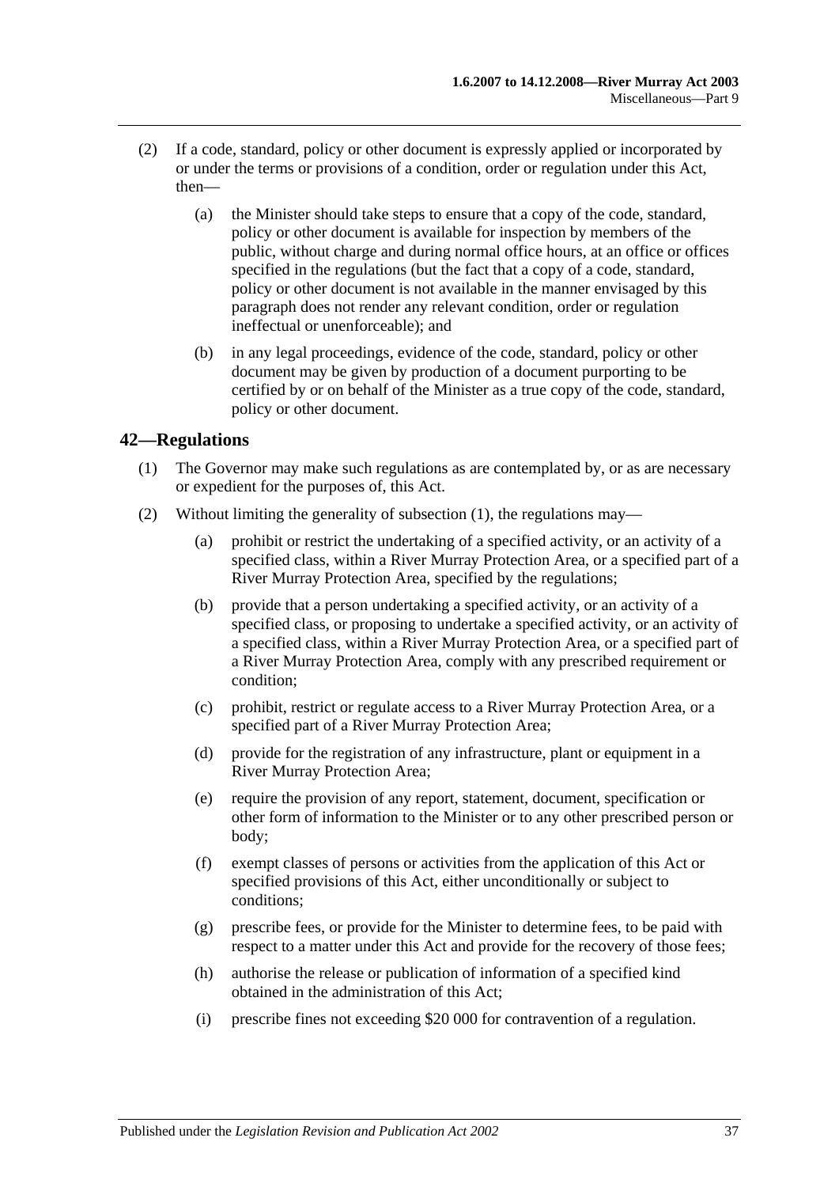(2) If a code, standard, policy or other document is expressly applied or incorporated by or under the terms or provisions of a condition, order or regulation under this Act, then—

(a) the Minister should take steps to ensure that a copy of the code, standard, policy or other document is available for inspection by members of the public, without charge and during normal office hours, at an office or offices specified in the regulations (but the fact that a copy of a code, standard, policy or other document is not available in the manner envisaged by this paragraph does not render any relevant condition, order or regulation ineffectual or unenforceable); and

(b) in any legal proceedings, evidence of the code, standard, policy or other document may be given by production of a document purporting to be certified by or on behalf of the Minister as a true copy of the code, standard, policy or other document.

## 42—Regulations

(1) The Governor may make such regulations as are contemplated by, or as are necessary or expedient for the purposes of, this Act.

(2) Without limiting the generality of subsection (1), the regulations may—

(a) prohibit or restrict the undertaking of a specified activity, or an activity of a specified class, within a River Murray Protection Area, or a specified part of a River Murray Protection Area, specified by the regulations;

(b) provide that a person undertaking a specified activity, or an activity of a specified class, or proposing to undertake a specified activity, or an activity of a specified class, within a River Murray Protection Area, or a specified part of a River Murray Protection Area, comply with any prescribed requirement or condition;

(c) prohibit, restrict or regulate access to a River Murray Protection Area, or a specified part of a River Murray Protection Area;

(d) provide for the registration of any infrastructure, plant or equipment in a River Murray Protection Area;

(e) require the provision of any report, statement, document, specification or other form of information to the Minister or to any other prescribed person or body;

(f) exempt classes of persons or activities from the application of this Act or specified provisions of this Act, either unconditionally or subject to conditions;

(g) prescribe fees, or provide for the Minister to determine fees, to be paid with respect to a matter under this Act and provide for the recovery of those fees;

(h) authorise the release or publication of information of a specified kind obtained in the administration of this Act;

(i) prescribe fines not exceeding \$20 000 for contravention of a regulation.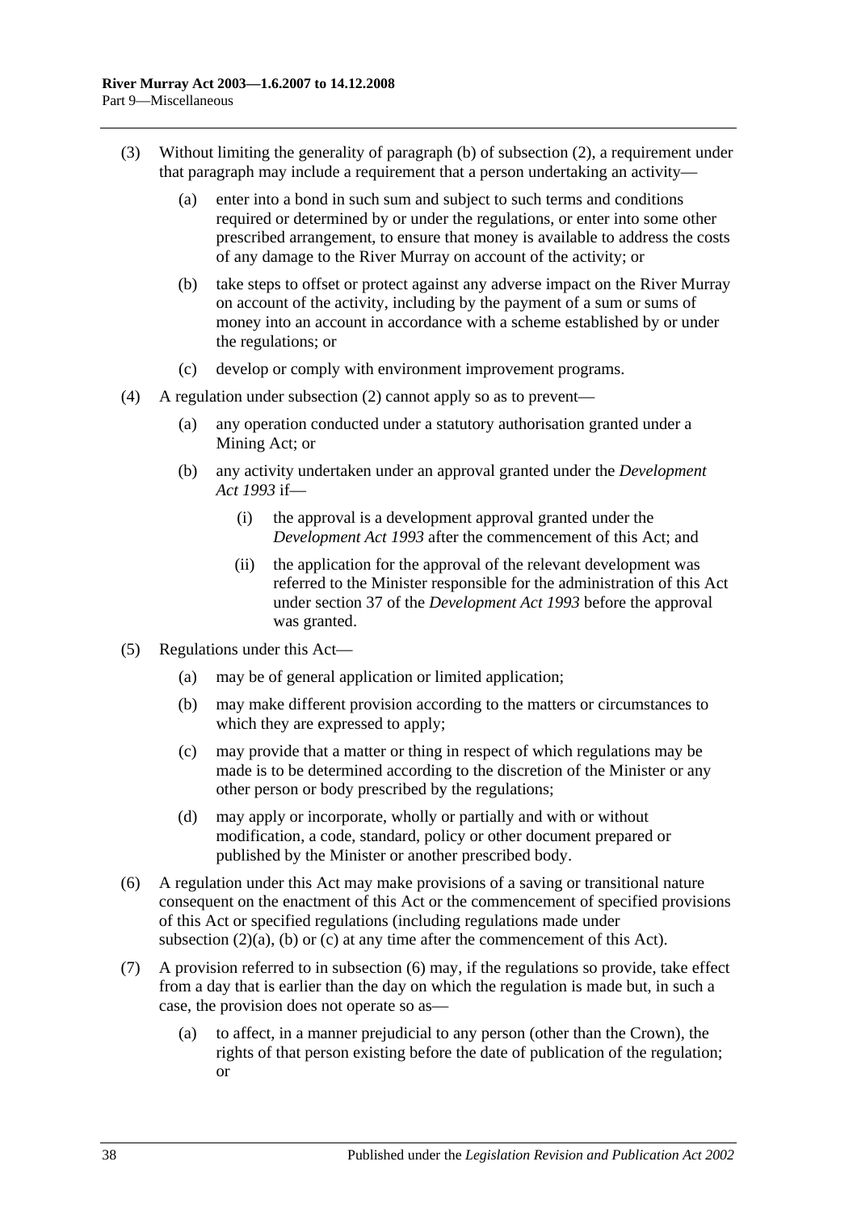(3) Without limiting the generality of paragraph (b) of subsection (2), a requirement under that paragraph may include a requirement that a person undertaking an activity—

(a) enter into a bond in such sum and subject to such terms and conditions required or determined by or under the regulations, or enter into some other prescribed arrangement, to ensure that money is available to address the costs of any damage to the River Murray on account of the activity; or

(b) take steps to offset or protect against any adverse impact on the River Murray on account of the activity, including by the payment of a sum or sums of money into an account in accordance with a scheme established by or under the regulations; or

(c) develop or comply with environment improvement programs.

(4) A regulation under subsection (2) cannot apply so as to prevent—

(a) any operation conducted under a statutory authorisation granted under a Mining Act; or

(b) any activity undertaken under an approval granted under the *Development Act 1993* if—

(i) the approval is a development approval granted under the *Development Act 1993* after the commencement of this Act; and

(ii) the application for the approval of the relevant development was referred to the Minister responsible for the administration of this Act under section 37 of the *Development Act 1993* before the approval was granted.

(5) Regulations under this Act—

(a) may be of general application or limited application;

(b) may make different provision according to the matters or circumstances to which they are expressed to apply;

(c) may provide that a matter or thing in respect of which regulations may be made is to be determined according to the discretion of the Minister or any other person or body prescribed by the regulations;

(d) may apply or incorporate, wholly or partially and with or without modification, a code, standard, policy or other document prepared or published by the Minister or another prescribed body.

(6) A regulation under this Act may make provisions of a saving or transitional nature consequent on the enactment of this Act or the commencement of specified provisions of this Act or specified regulations (including regulations made under subsection (2)(a), (b) or (c) at any time after the commencement of this Act).

(7) A provision referred to in subsection (6) may, if the regulations so provide, take effect from a day that is earlier than the day on which the regulation is made but, in such a case, the provision does not operate so as—

(a) to affect, in a manner prejudicial to any person (other than the Crown), the rights of that person existing before the date of publication of the regulation; or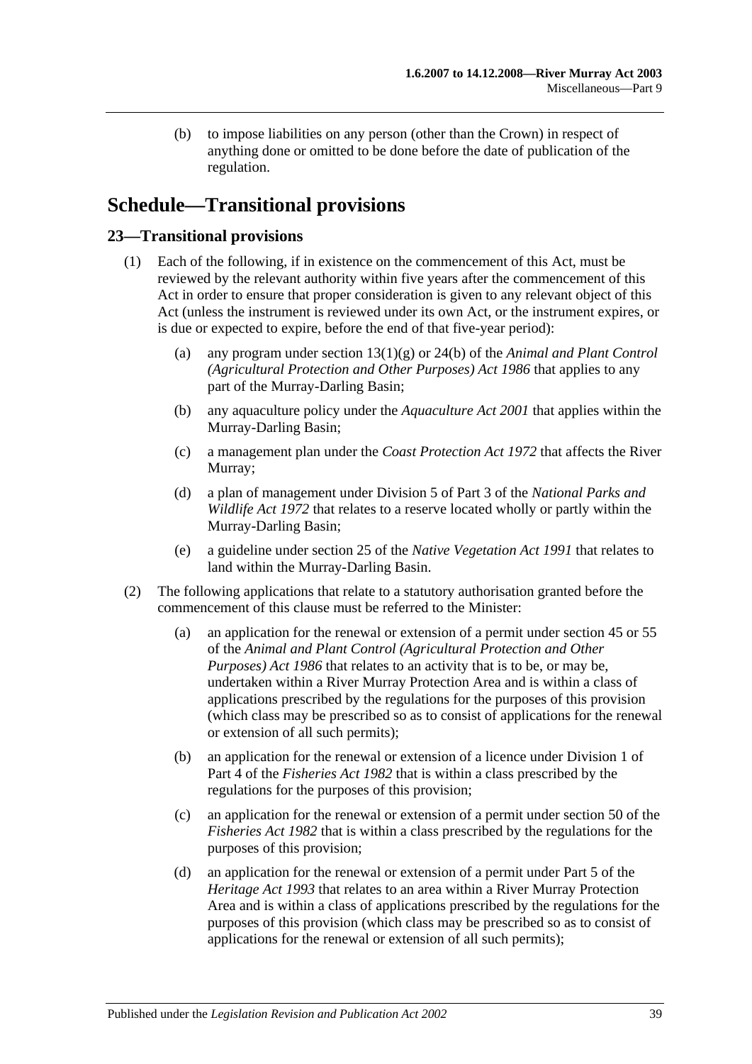(b) to impose liabilities on any person (other than the Crown) in respect of anything done or omitted to be done before the date of publication of the regulation.

# Schedule—Transitional provisions

## 23—Transitional provisions

(1) Each of the following, if in existence on the commencement of this Act, must be reviewed by the relevant authority within five years after the commencement of this Act in order to ensure that proper consideration is given to any relevant object of this Act (unless the instrument is reviewed under its own Act, or the instrument expires, or is due or expected to expire, before the end of that five-year period):

(a) any program under section 13(1)(g) or 24(b) of the *Animal and Plant Control (Agricultural Protection and Other Purposes) Act 1986* that applies to any part of the Murray-Darling Basin;

(b) any aquaculture policy under the *Aquaculture Act 2001* that applies within the Murray-Darling Basin;

(c) a management plan under the *Coast Protection Act 1972* that affects the River Murray;

(d) a plan of management under Division 5 of Part 3 of the *National Parks and Wildlife Act 1972* that relates to a reserve located wholly or partly within the Murray-Darling Basin;

(e) a guideline under section 25 of the *Native Vegetation Act 1991* that relates to land within the Murray-Darling Basin.

(2) The following applications that relate to a statutory authorisation granted before the commencement of this clause must be referred to the Minister:

(a) an application for the renewal or extension of a permit under section 45 or 55 of the *Animal and Plant Control (Agricultural Protection and Other Purposes) Act 1986* that relates to an activity that is to be, or may be, undertaken within a River Murray Protection Area and is within a class of applications prescribed by the regulations for the purposes of this provision (which class may be prescribed so as to consist of applications for the renewal or extension of all such permits);

(b) an application for the renewal or extension of a licence under Division 1 of Part 4 of the *Fisheries Act 1982* that is within a class prescribed by the regulations for the purposes of this provision;

(c) an application for the renewal or extension of a permit under section 50 of the *Fisheries Act 1982* that is within a class prescribed by the regulations for the purposes of this provision;

(d) an application for the renewal or extension of a permit under Part 5 of the *Heritage Act 1993* that relates to an area within a River Murray Protection Area and is within a class of applications prescribed by the regulations for the purposes of this provision (which class may be prescribed so as to consist of applications for the renewal or extension of all such permits);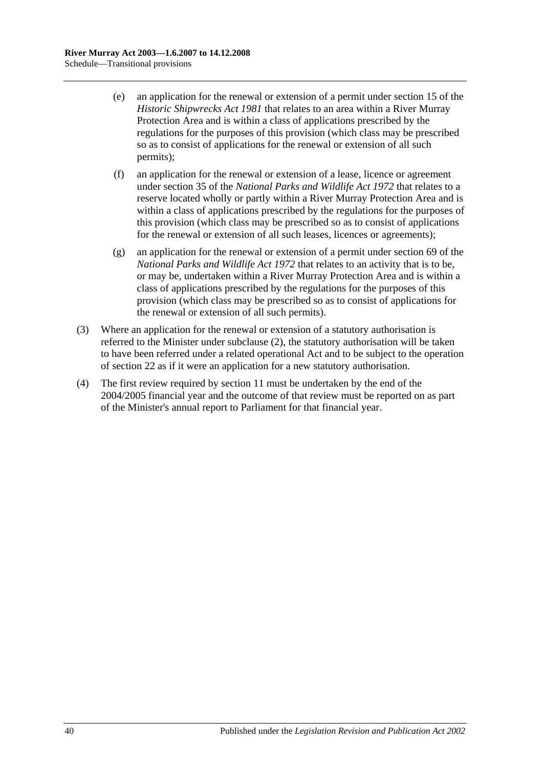(e) an application for the renewal or extension of a permit under section 15 of the *Historic Shipwrecks Act 1981* that relates to an area within a River Murray Protection Area and is within a class of applications prescribed by the regulations for the purposes of this provision (which class may be prescribed so as to consist of applications for the renewal or extension of all such permits);

(f) an application for the renewal or extension of a lease, licence or agreement under section 35 of the *National Parks and Wildlife Act 1972* that relates to a reserve located wholly or partly within a River Murray Protection Area and is within a class of applications prescribed by the regulations for the purposes of this provision (which class may be prescribed so as to consist of applications for the renewal or extension of all such leases, licences or agreements);

(g) an application for the renewal or extension of a permit under section 69 of the *National Parks and Wildlife Act 1972* that relates to an activity that is to be, or may be, undertaken within a River Murray Protection Area and is within a class of applications prescribed by the regulations for the purposes of this provision (which class may be prescribed so as to consist of applications for the renewal or extension of all such permits).

(3) Where an application for the renewal or extension of a statutory authorisation is referred to the Minister under subclause (2), the statutory authorisation will be taken to have been referred under a related operational Act and to be subject to the operation of section 22 as if it were an application for a new statutory authorisation.

(4) The first review required by section 11 must be undertaken by the end of the 2004/2005 financial year and the outcome of that review must be reported on as part of the Minister's annual report to Parliament for that financial year.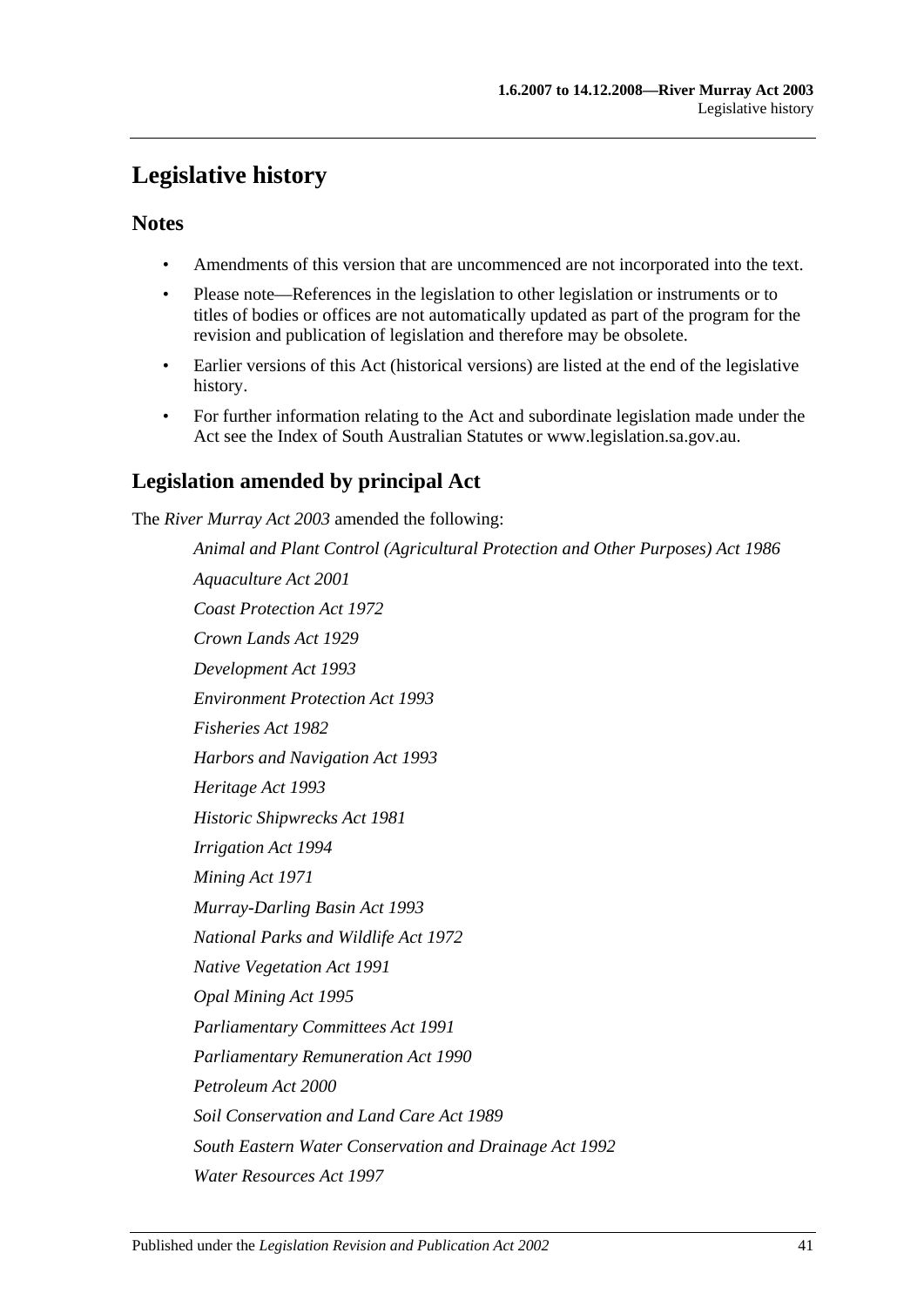# Legislative history

## Notes

- Amendments of this version that are uncommenced are not incorporated into the text.
- Please note—References in the legislation to other legislation or instruments or to titles of bodies or offices are not automatically updated as part of the program for the revision and publication of legislation and therefore may be obsolete.
- Earlier versions of this Act (historical versions) are listed at the end of the legislative history.
- For further information relating to the Act and subordinate legislation made under the Act see the Index of South Australian Statutes or www.legislation.sa.gov.au.

## Legislation amended by principal Act

The *River Murray Act 2003* amended the following:

*Animal and Plant Control (Agricultural Protection and Other Purposes) Act 1986*

*Aquaculture Act 2001*

*Coast Protection Act 1972*

*Crown Lands Act 1929*

*Development Act 1993*

*Environment Protection Act 1993*

*Fisheries Act 1982*

*Harbors and Navigation Act 1993*

*Heritage Act 1993*

*Historic Shipwrecks Act 1981*

*Irrigation Act 1994*

*Mining Act 1971*

*Murray-Darling Basin Act 1993*

*National Parks and Wildlife Act 1972*

*Native Vegetation Act 1991*

*Opal Mining Act 1995*

*Parliamentary Committees Act 1991*

*Parliamentary Remuneration Act 1990*

*Petroleum Act 2000*

*Soil Conservation and Land Care Act 1989*

*South Eastern Water Conservation and Drainage Act 1992*

*Water Resources Act 1997*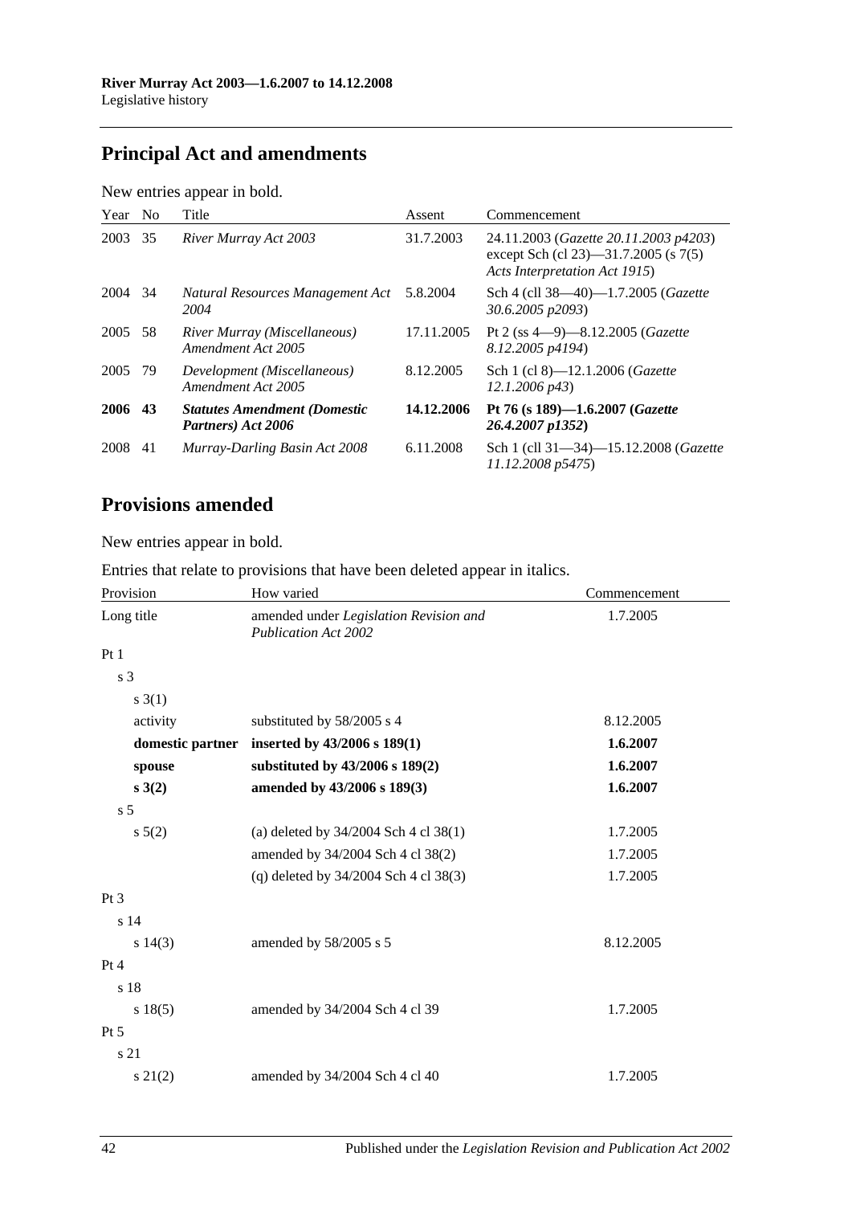## Principal Act and amendments

New entries appear in bold.

| Year | No | Title | Assent | Commencement |
|---|---|---|---|---|
| 2003 | 35 | *River Murray Act 2003* | 31.7.2003 | 24.11.2003 (*Gazette 20.11.2003 p4203*) except Sch (cl 23)—31.7.2005 (s 7(5) *Acts Interpretation Act 1915*) |
| 2004 | 34 | *Natural Resources Management Act 2004* | 5.8.2004 | Sch 4 (cll 38—40)—1.7.2005 (*Gazette 30.6.2005 p2093*) |
| 2005 | 58 | *River Murray (Miscellaneous) Amendment Act 2005* | 17.11.2005 | Pt 2 (ss 4—9)—8.12.2005 (*Gazette 8.12.2005 p4194*) |
| 2005 | 79 | *Development (Miscellaneous) Amendment Act 2005* | 8.12.2005 | Sch 1 (cl 8)—12.1.2006 (*Gazette 12.1.2006 p43*) |
| **2006** | **43** | ***Statutes Amendment (Domestic Partners) Act 2006*** | **14.12.2006** | **Pt 76 (s 189)—1.6.2007 (*Gazette 26.4.2007 p1352*)** |
| 2008 | 41 | *Murray-Darling Basin Act 2008* | 6.11.2008 | Sch 1 (cll 31—34)—15.12.2008 (*Gazette 11.12.2008 p5475*) |

## Provisions amended

New entries appear in bold.

Entries that relate to provisions that have been deleted appear in italics.

| Provision | How varied | Commencement |
|---|---|---|
| Long title | amended under *Legislation Revision and Publication Act 2002* | 1.7.2005 |
| Pt 1 | | |
| s 3 | | |
| s 3(1) | | |
| activity | substituted by 58/2005 s 4 | 8.12.2005 |
| **domestic partner** | **inserted by 43/2006 s 189(1)** | **1.6.2007** |
| **spouse** | **substituted by 43/2006 s 189(2)** | **1.6.2007** |
| **s 3(2)** | **amended by 43/2006 s 189(3)** | **1.6.2007** |
| s 5 | | |
| s 5(2) | (a) deleted by 34/2004 Sch 4 cl 38(1) | 1.7.2005 |
| | amended by 34/2004 Sch 4 cl 38(2) | 1.7.2005 |
| | (q) deleted by 34/2004 Sch 4 cl 38(3) | 1.7.2005 |
| Pt 3 | | |
| s 14 | | |
| s 14(3) | amended by 58/2005 s 5 | 8.12.2005 |
| Pt 4 | | |
| s 18 | | |
| s 18(5) | amended by 34/2004 Sch 4 cl 39 | 1.7.2005 |
| Pt 5 | | |
| s 21 | | |
| s 21(2) | amended by 34/2004 Sch 4 cl 40 | 1.7.2005 |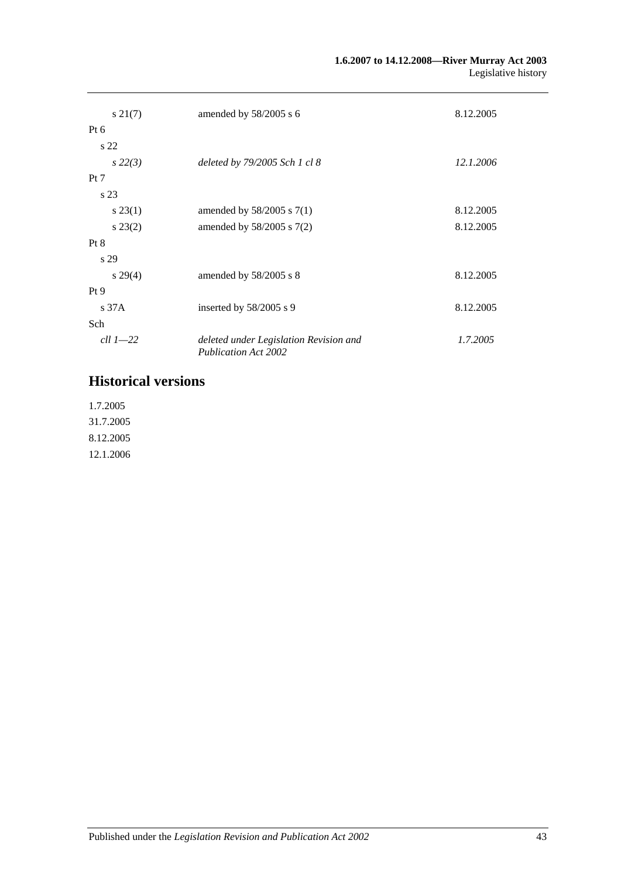| | | |
|---|---|---|
| s 21(7) | amended by 58/2005 s 6 | 8.12.2005 |
| Pt 6 | | |
| s 22 | | |
| *s 22(3)* | *deleted by 79/2005 Sch 1 cl 8* | *12.1.2006* |
| Pt 7 | | |
| s 23 | | |
| s 23(1) | amended by 58/2005 s 7(1) | 8.12.2005 |
| s 23(2) | amended by 58/2005 s 7(2) | 8.12.2005 |
| Pt 8 | | |
| s 29 | | |
| s 29(4) | amended by 58/2005 s 8 | 8.12.2005 |
| Pt 9 | | |
| s 37A | inserted by 58/2005 s 9 | 8.12.2005 |
| Sch | | |
| *cll 1—22* | *deleted under Legislation Revision and Publication Act 2002* | *1.7.2005* |

## Historical versions

1.7.2005

31.7.2005

8.12.2005

12.1.2006